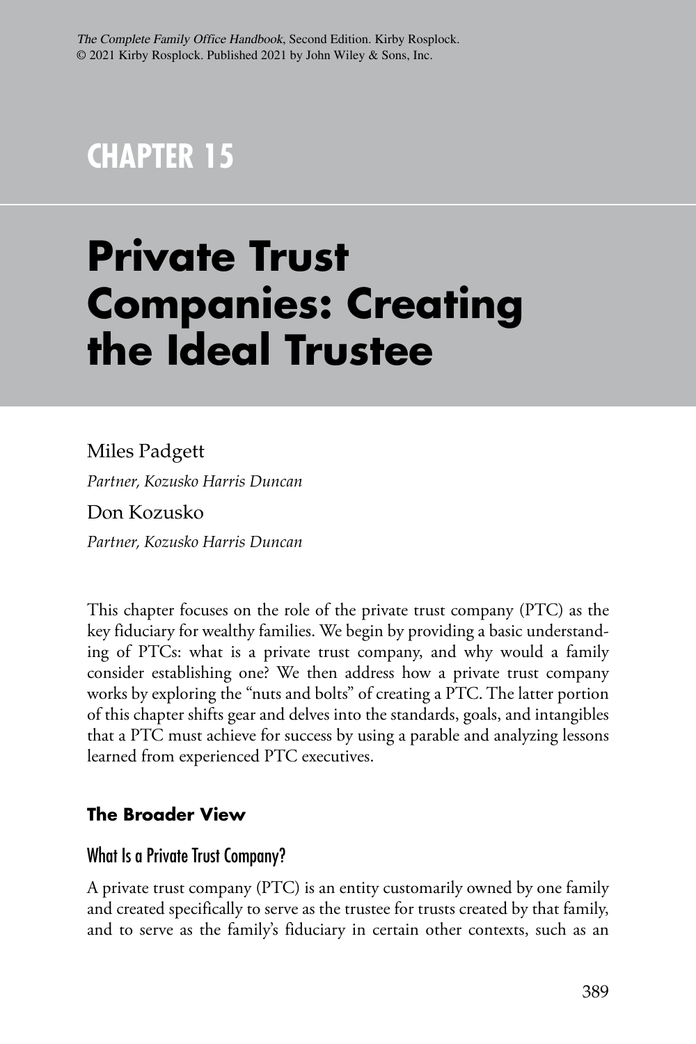*The Complete Family Office Handbook*, Second Edition. Kirby Rosplock.
© 2021 Kirby Rosplock. Published 2021 by John Wiley & Sons, Inc.

# CHAPTER 15

# Private Trust Companies: Creating the Ideal Trustee

Miles Padgett

*Partner, Kozusko Harris Duncan*

Don Kozusko

*Partner, Kozusko Harris Duncan*

This chapter focuses on the role of the private trust company (PTC) as the key fiduciary for wealthy families. We begin by providing a basic understanding of PTCs: what is a private trust company, and why would a family consider establishing one? We then address how a private trust company works by exploring the "nuts and bolts" of creating a PTC. The latter portion of this chapter shifts gear and delves into the standards, goals, and intangibles that a PTC must achieve for success by using a parable and analyzing lessons learned from experienced PTC executives.

## The Broader View

### What Is a Private Trust Company?

A private trust company (PTC) is an entity customarily owned by one family and created specifically to serve as the trustee for trusts created by that family, and to serve as the family's fiduciary in certain other contexts, such as an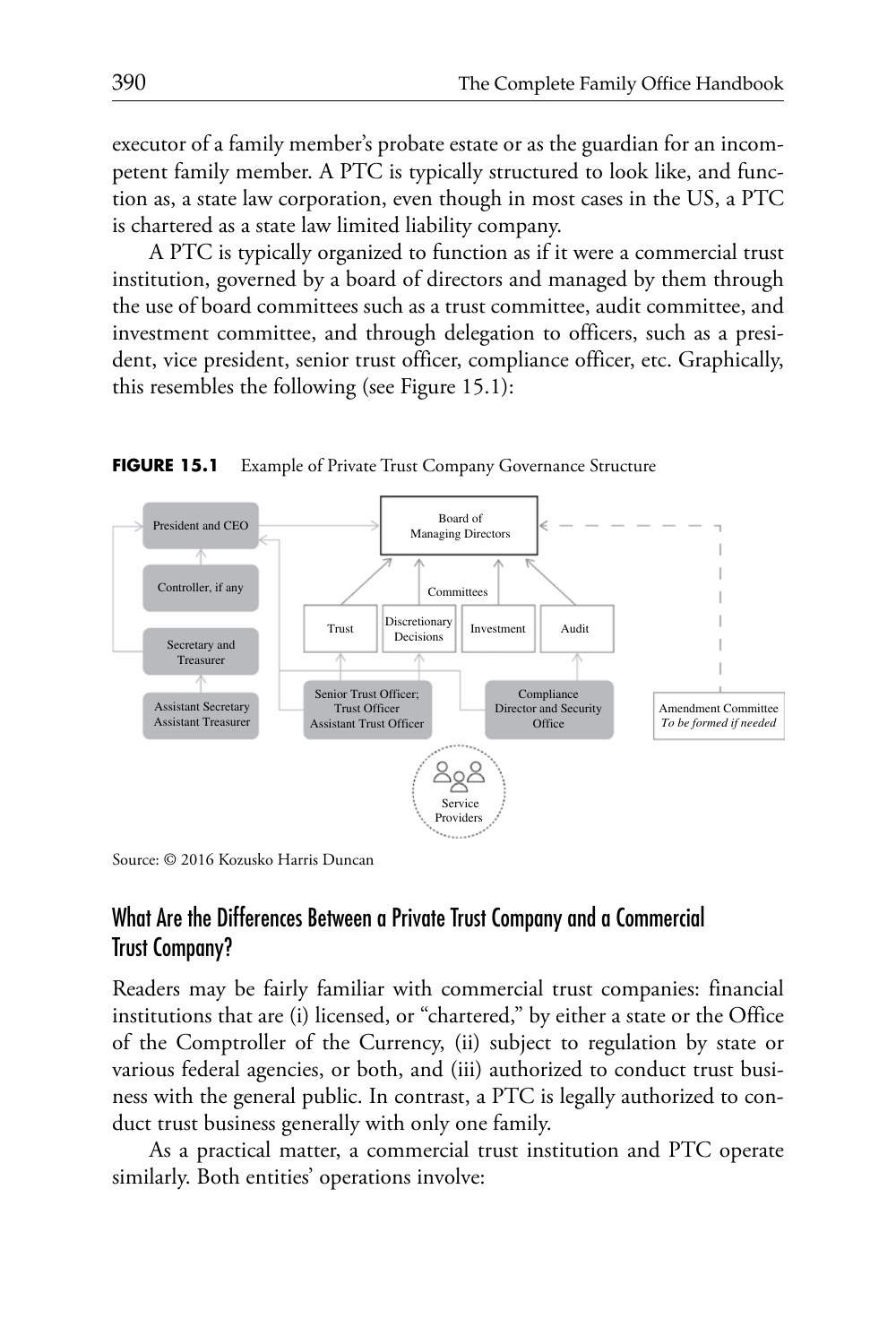executor of a family member's probate estate or as the guardian for an incompetent family member. A PTC is typically structured to look like, and function as, a state law corporation, even though in most cases in the US, a PTC is chartered as a state law limited liability company.

A PTC is typically organized to function as if it were a commercial trust institution, governed by a board of directors and managed by them through the use of board committees such as a trust committee, audit committee, and investment committee, and through delegation to officers, such as a president, vice president, senior trust officer, compliance officer, etc. Graphically, this resembles the following (see Figure 15.1):

**FIGURE 15.1** Example of Private Trust Company Governance Structure

Source: © 2016 Kozusko Harris Duncan

## What Are the Differences Between a Private Trust Company and a Commercial Trust Company?

Readers may be fairly familiar with commercial trust companies: financial institutions that are (i) licensed, or "chartered," by either a state or the Office of the Comptroller of the Currency, (ii) subject to regulation by state or various federal agencies, or both, and (iii) authorized to conduct trust business with the general public. In contrast, a PTC is legally authorized to conduct trust business generally with only one family.

As a practical matter, a commercial trust institution and PTC operate similarly. Both entities' operations involve: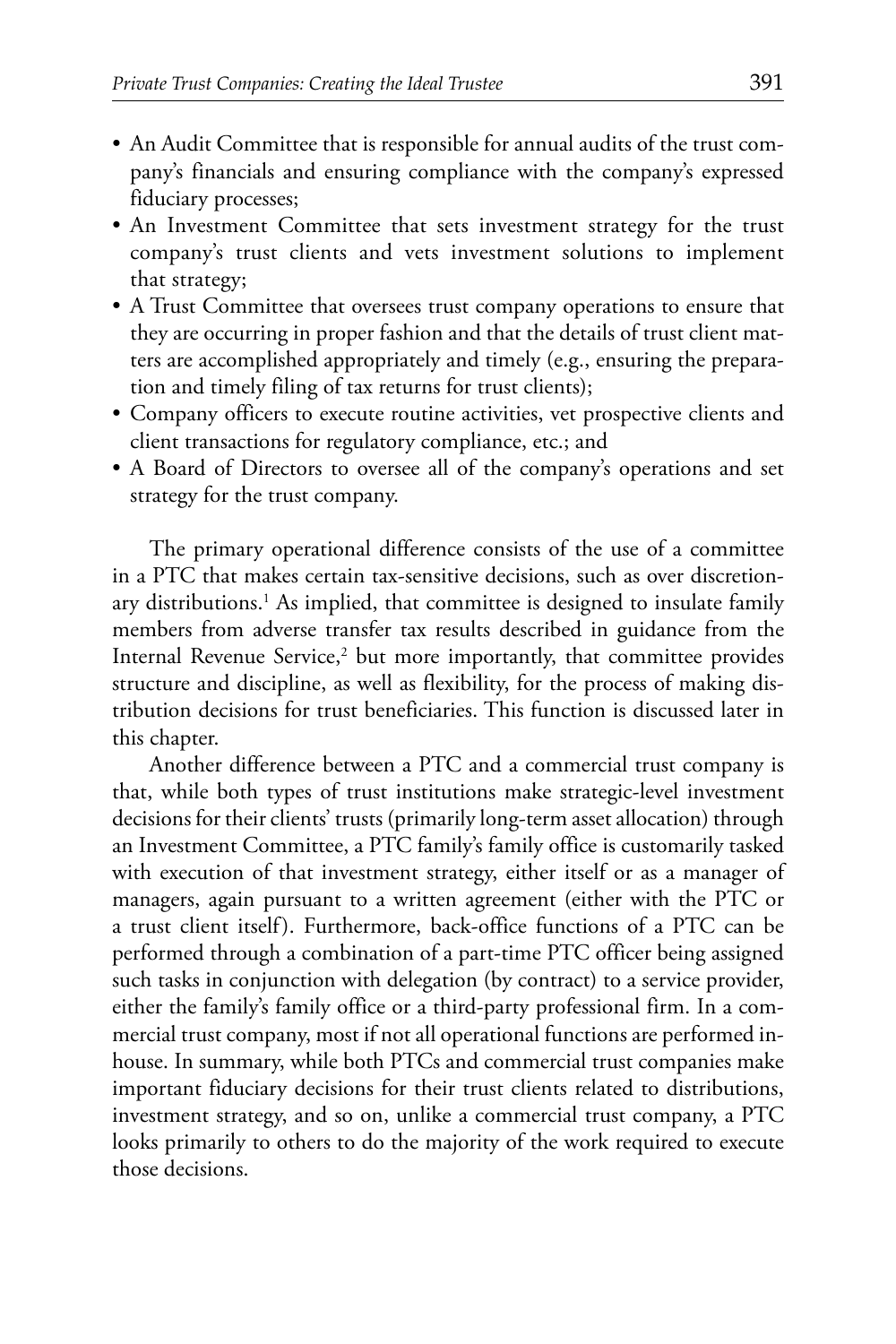- An Audit Committee that is responsible for annual audits of the trust company's financials and ensuring compliance with the company's expressed fiduciary processes;
- An Investment Committee that sets investment strategy for the trust company's trust clients and vets investment solutions to implement that strategy;
- A Trust Committee that oversees trust company operations to ensure that they are occurring in proper fashion and that the details of trust client matters are accomplished appropriately and timely (e.g., ensuring the preparation and timely filing of tax returns for trust clients);
- Company officers to execute routine activities, vet prospective clients and client transactions for regulatory compliance, etc.; and
- A Board of Directors to oversee all of the company's operations and set strategy for the trust company.

The primary operational difference consists of the use of a committee in a PTC that makes certain tax-sensitive decisions, such as over discretionary distributions.[1] As implied, that committee is designed to insulate family members from adverse transfer tax results described in guidance from the Internal Revenue Service,[2] but more importantly, that committee provides structure and discipline, as well as flexibility, for the process of making distribution decisions for trust beneficiaries. This function is discussed later in this chapter.

Another difference between a PTC and a commercial trust company is that, while both types of trust institutions make strategic-level investment decisions for their clients' trusts (primarily long-term asset allocation) through an Investment Committee, a PTC family's family office is customarily tasked with execution of that investment strategy, either itself or as a manager of managers, again pursuant to a written agreement (either with the PTC or a trust client itself). Furthermore, back-office functions of a PTC can be performed through a combination of a part-time PTC officer being assigned such tasks in conjunction with delegation (by contract) to a service provider, either the family's family office or a third-party professional firm. In a commercial trust company, most if not all operational functions are performed in-house. In summary, while both PTCs and commercial trust companies make important fiduciary decisions for their trust clients related to distributions, investment strategy, and so on, unlike a commercial trust company, a PTC looks primarily to others to do the majority of the work required to execute those decisions.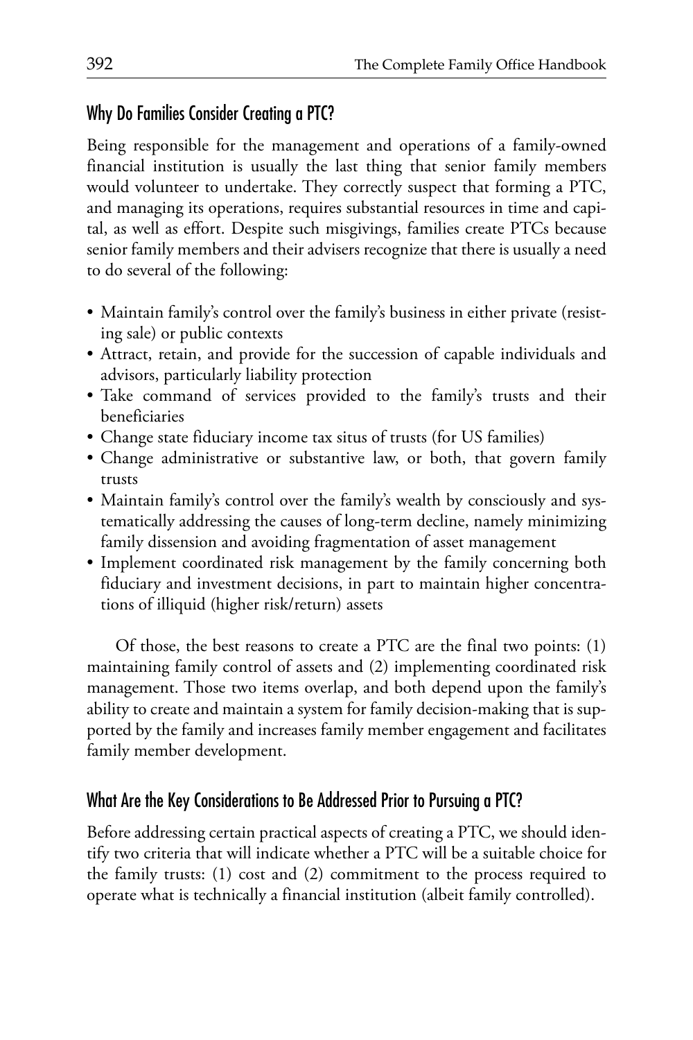## Why Do Families Consider Creating a PTC?

Being responsible for the management and operations of a family-owned financial institution is usually the last thing that senior family members would volunteer to undertake. They correctly suspect that forming a PTC, and managing its operations, requires substantial resources in time and capital, as well as effort. Despite such misgivings, families create PTCs because senior family members and their advisers recognize that there is usually a need to do several of the following:

- Maintain family's control over the family's business in either private (resisting sale) or public contexts
- Attract, retain, and provide for the succession of capable individuals and advisors, particularly liability protection
- Take command of services provided to the family's trusts and their beneficiaries
- Change state fiduciary income tax situs of trusts (for US families)
- Change administrative or substantive law, or both, that govern family trusts
- Maintain family's control over the family's wealth by consciously and systematically addressing the causes of long-term decline, namely minimizing family dissension and avoiding fragmentation of asset management
- Implement coordinated risk management by the family concerning both fiduciary and investment decisions, in part to maintain higher concentrations of illiquid (higher risk/return) assets

Of those, the best reasons to create a PTC are the final two points: (1) maintaining family control of assets and (2) implementing coordinated risk management. Those two items overlap, and both depend upon the family's ability to create and maintain a system for family decision-making that is supported by the family and increases family member engagement and facilitates family member development.

## What Are the Key Considerations to Be Addressed Prior to Pursuing a PTC?

Before addressing certain practical aspects of creating a PTC, we should identify two criteria that will indicate whether a PTC will be a suitable choice for the family trusts: (1) cost and (2) commitment to the process required to operate what is technically a financial institution (albeit family controlled).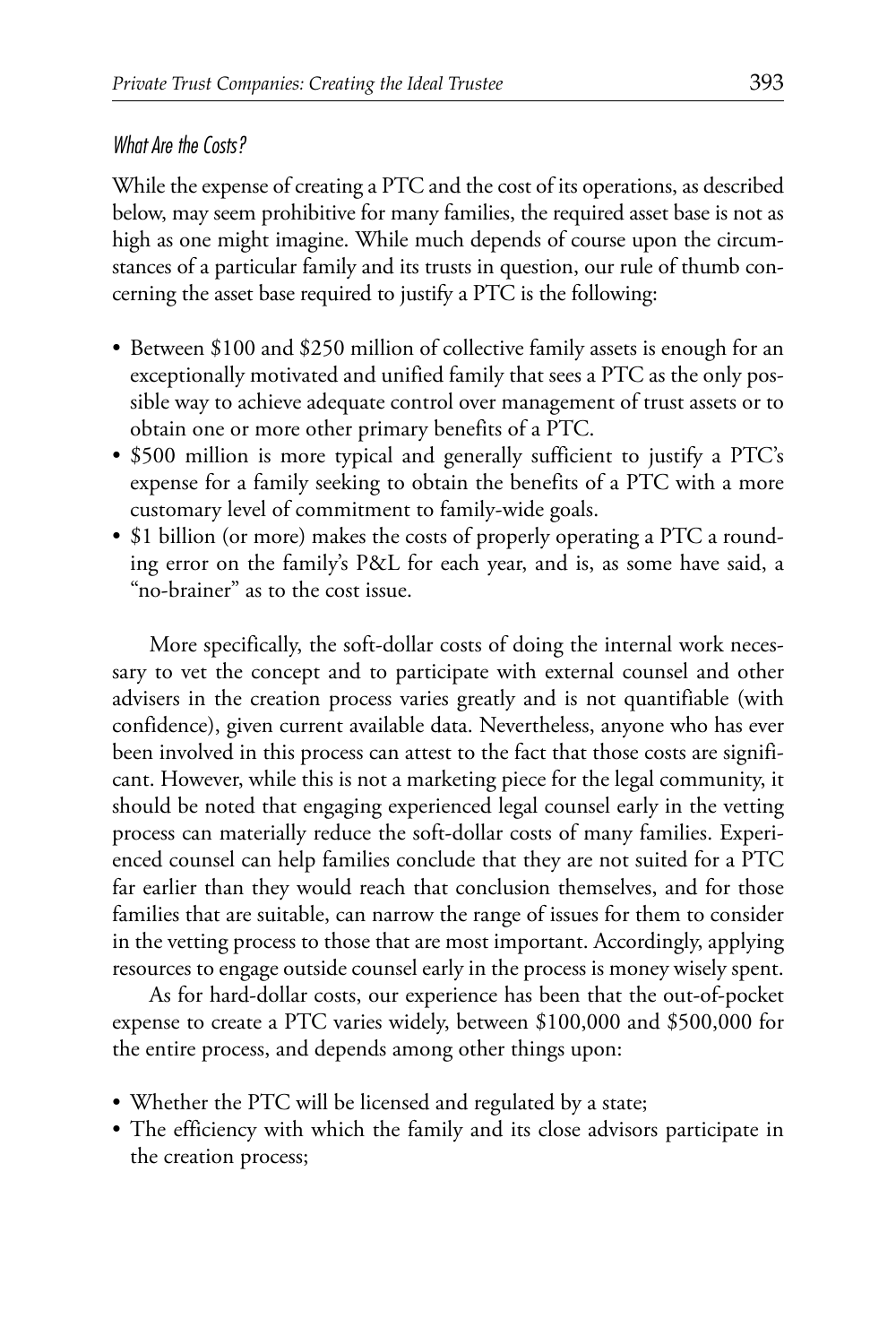### *What Are the Costs?*

While the expense of creating a PTC and the cost of its operations, as described below, may seem prohibitive for many families, the required asset base is not as high as one might imagine. While much depends of course upon the circumstances of a particular family and its trusts in question, our rule of thumb concerning the asset base required to justify a PTC is the following:

- Between $100 and $250 million of collective family assets is enough for an exceptionally motivated and unified family that sees a PTC as the only possible way to achieve adequate control over management of trust assets or to obtain one or more other primary benefits of a PTC.
- $500 million is more typical and generally sufficient to justify a PTC's expense for a family seeking to obtain the benefits of a PTC with a more customary level of commitment to family-wide goals.
- $1 billion (or more) makes the costs of properly operating a PTC a rounding error on the family's P&L for each year, and is, as some have said, a "no-brainer" as to the cost issue.

More specifically, the soft-dollar costs of doing the internal work necessary to vet the concept and to participate with external counsel and other advisers in the creation process varies greatly and is not quantifiable (with confidence), given current available data. Nevertheless, anyone who has ever been involved in this process can attest to the fact that those costs are significant. However, while this is not a marketing piece for the legal community, it should be noted that engaging experienced legal counsel early in the vetting process can materially reduce the soft-dollar costs of many families. Experienced counsel can help families conclude that they are not suited for a PTC far earlier than they would reach that conclusion themselves, and for those families that are suitable, can narrow the range of issues for them to consider in the vetting process to those that are most important. Accordingly, applying resources to engage outside counsel early in the process is money wisely spent.

As for hard-dollar costs, our experience has been that the out-of-pocket expense to create a PTC varies widely, between $100,000 and $500,000 for the entire process, and depends among other things upon:

- Whether the PTC will be licensed and regulated by a state;
- The efficiency with which the family and its close advisors participate in the creation process;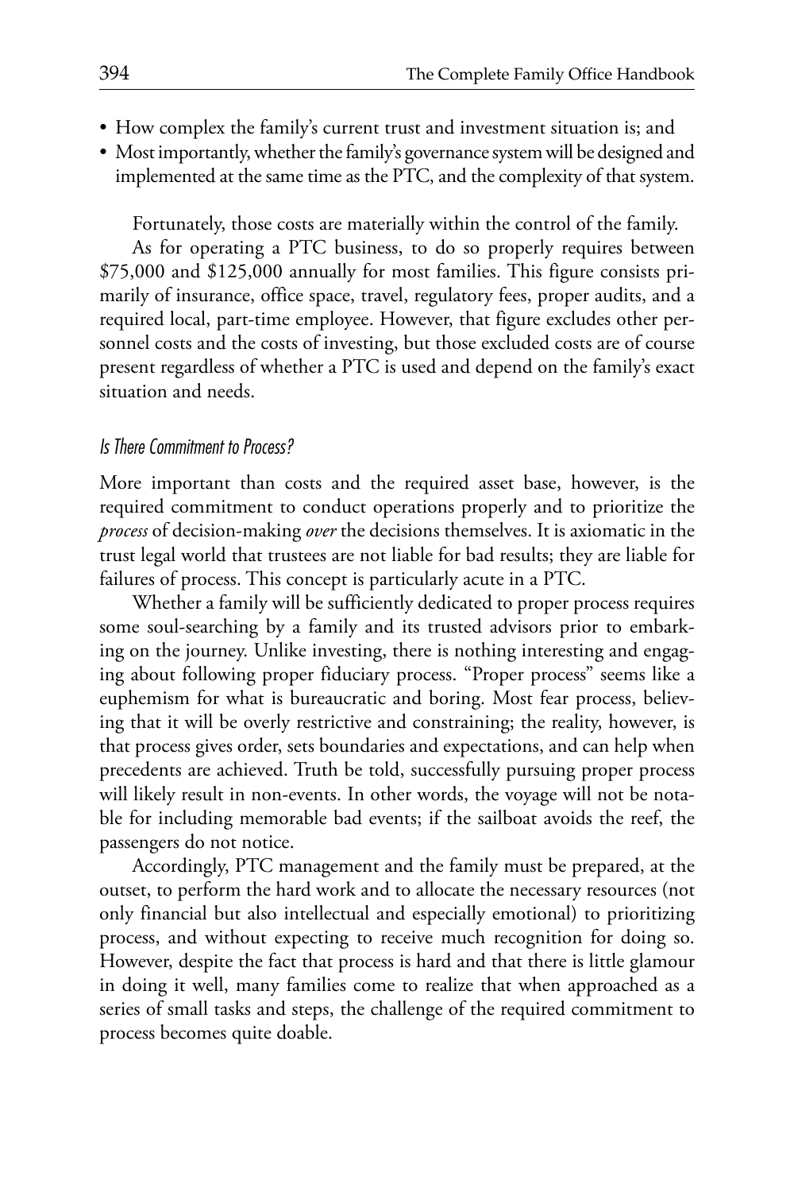- How complex the family's current trust and investment situation is; and
- Most importantly, whether the family's governance system will be designed and implemented at the same time as the PTC, and the complexity of that system.

Fortunately, those costs are materially within the control of the family.

As for operating a PTC business, to do so properly requires between $75,000 and $125,000 annually for most families. This figure consists primarily of insurance, office space, travel, regulatory fees, proper audits, and a required local, part-time employee. However, that figure excludes other personnel costs and the costs of investing, but those excluded costs are of course present regardless of whether a PTC is used and depend on the family's exact situation and needs.

### *Is There Commitment to Process?*

More important than costs and the required asset base, however, is the required commitment to conduct operations properly and to prioritize the *process* of decision-making *over* the decisions themselves. It is axiomatic in the trust legal world that trustees are not liable for bad results; they are liable for failures of process. This concept is particularly acute in a PTC.

Whether a family will be sufficiently dedicated to proper process requires some soul-searching by a family and its trusted advisors prior to embarking on the journey. Unlike investing, there is nothing interesting and engaging about following proper fiduciary process. "Proper process" seems like a euphemism for what is bureaucratic and boring. Most fear process, believing that it will be overly restrictive and constraining; the reality, however, is that process gives order, sets boundaries and expectations, and can help when precedents are achieved. Truth be told, successfully pursuing proper process will likely result in non-events. In other words, the voyage will not be notable for including memorable bad events; if the sailboat avoids the reef, the passengers do not notice.

Accordingly, PTC management and the family must be prepared, at the outset, to perform the hard work and to allocate the necessary resources (not only financial but also intellectual and especially emotional) to prioritizing process, and without expecting to receive much recognition for doing so. However, despite the fact that process is hard and that there is little glamour in doing it well, many families come to realize that when approached as a series of small tasks and steps, the challenge of the required commitment to process becomes quite doable.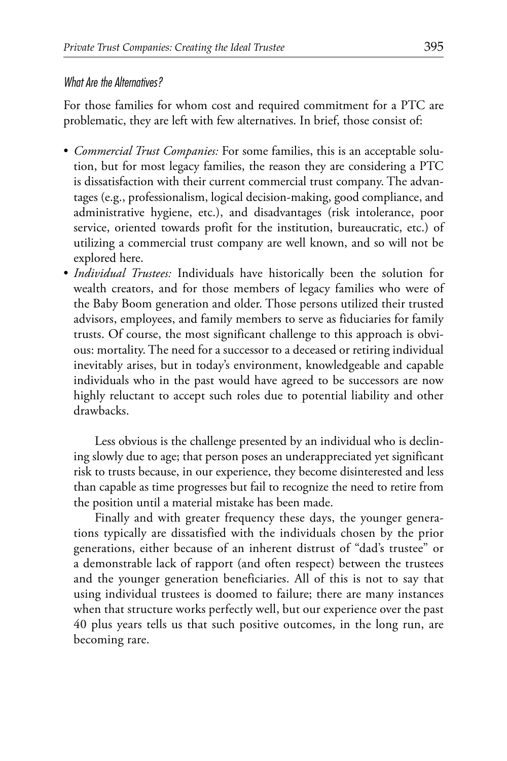### *What Are the Alternatives?*

For those families for whom cost and required commitment for a PTC are problematic, they are left with few alternatives. In brief, those consist of:

- *Commercial Trust Companies:* For some families, this is an acceptable solution, but for most legacy families, the reason they are considering a PTC is dissatisfaction with their current commercial trust company. The advantages (e.g., professionalism, logical decision-making, good compliance, and administrative hygiene, etc.), and disadvantages (risk intolerance, poor service, oriented towards profit for the institution, bureaucratic, etc.) of utilizing a commercial trust company are well known, and so will not be explored here.
- *Individual Trustees:* Individuals have historically been the solution for wealth creators, and for those members of legacy families who were of the Baby Boom generation and older. Those persons utilized their trusted advisors, employees, and family members to serve as fiduciaries for family trusts. Of course, the most significant challenge to this approach is obvious: mortality. The need for a successor to a deceased or retiring individual inevitably arises, but in today's environment, knowledgeable and capable individuals who in the past would have agreed to be successors are now highly reluctant to accept such roles due to potential liability and other drawbacks.

  Less obvious is the challenge presented by an individual who is declining slowly due to age; that person poses an underappreciated yet significant risk to trusts because, in our experience, they become disinterested and less than capable as time progresses but fail to recognize the need to retire from the position until a material mistake has been made.

  Finally and with greater frequency these days, the younger generations typically are dissatisfied with the individuals chosen by the prior generations, either because of an inherent distrust of "dad's trustee" or a demonstrable lack of rapport (and often respect) between the trustees and the younger generation beneficiaries. All of this is not to say that using individual trustees is doomed to failure; there are many instances when that structure works perfectly well, but our experience over the past 40 plus years tells us that such positive outcomes, in the long run, are becoming rare.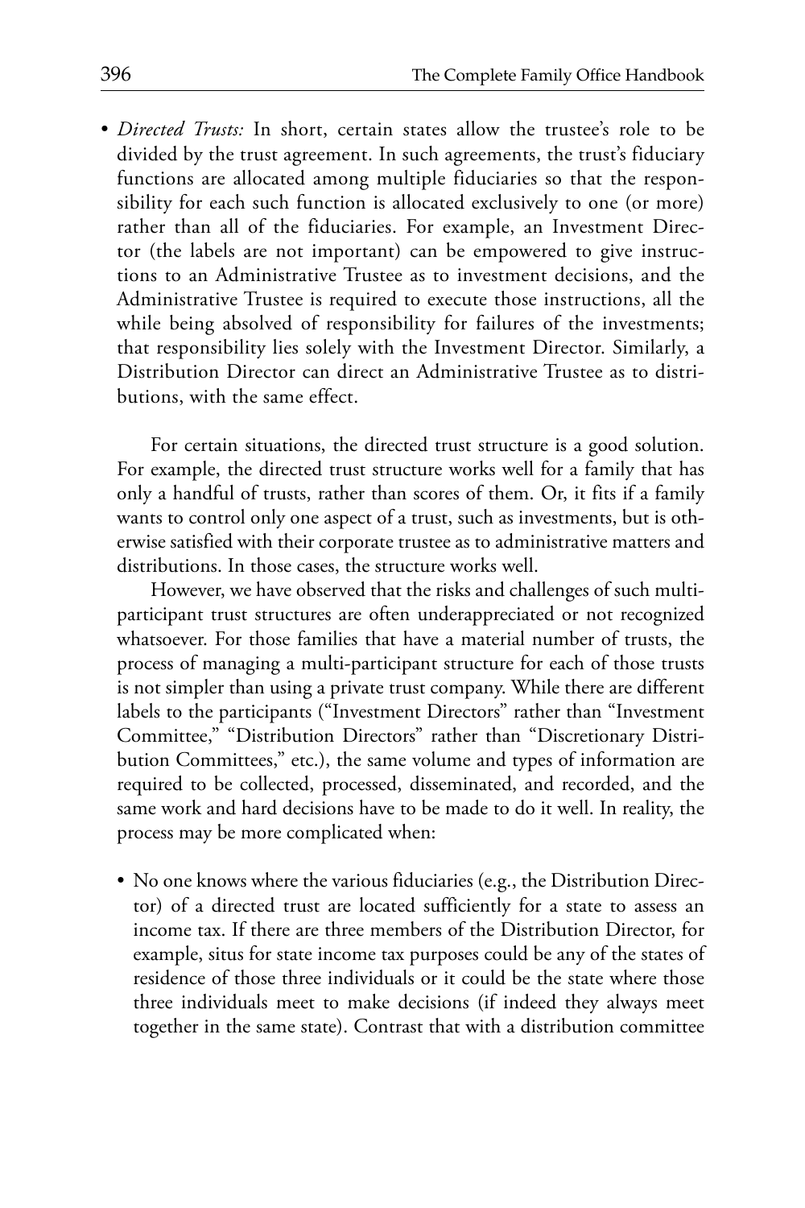- *Directed Trusts:* In short, certain states allow the trustee's role to be divided by the trust agreement. In such agreements, the trust's fiduciary functions are allocated among multiple fiduciaries so that the responsibility for each such function is allocated exclusively to one (or more) rather than all of the fiduciaries. For example, an Investment Director (the labels are not important) can be empowered to give instructions to an Administrative Trustee as to investment decisions, and the Administrative Trustee is required to execute those instructions, all the while being absolved of responsibility for failures of the investments; that responsibility lies solely with the Investment Director. Similarly, a Distribution Director can direct an Administrative Trustee as to distributions, with the same effect.

For certain situations, the directed trust structure is a good solution. For example, the directed trust structure works well for a family that has only a handful of trusts, rather than scores of them. Or, it fits if a family wants to control only one aspect of a trust, such as investments, but is otherwise satisfied with their corporate trustee as to administrative matters and distributions. In those cases, the structure works well.

However, we have observed that the risks and challenges of such multi-participant trust structures are often underappreciated or not recognized whatsoever. For those families that have a material number of trusts, the process of managing a multi-participant structure for each of those trusts is not simpler than using a private trust company. While there are different labels to the participants ("Investment Directors" rather than "Investment Committee," "Distribution Directors" rather than "Discretionary Distribution Committees," etc.), the same volume and types of information are required to be collected, processed, disseminated, and recorded, and the same work and hard decisions have to be made to do it well. In reality, the process may be more complicated when:

- No one knows where the various fiduciaries (e.g., the Distribution Director) of a directed trust are located sufficiently for a state to assess an income tax. If there are three members of the Distribution Director, for example, situs for state income tax purposes could be any of the states of residence of those three individuals or it could be the state where those three individuals meet to make decisions (if indeed they always meet together in the same state). Contrast that with a distribution committee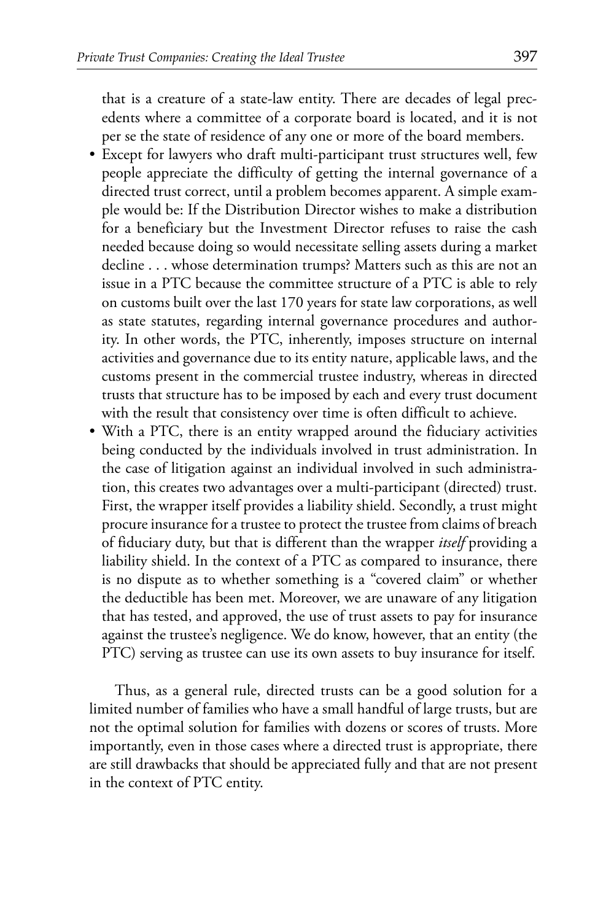that is a creature of a state-law entity. There are decades of legal precedents where a committee of a corporate board is located, and it is not per se the state of residence of any one or more of the board members.

- Except for lawyers who draft multi-participant trust structures well, few people appreciate the difficulty of getting the internal governance of a directed trust correct, until a problem becomes apparent. A simple example would be: If the Distribution Director wishes to make a distribution for a beneficiary but the Investment Director refuses to raise the cash needed because doing so would necessitate selling assets during a market decline . . . whose determination trumps? Matters such as this are not an issue in a PTC because the committee structure of a PTC is able to rely on customs built over the last 170 years for state law corporations, as well as state statutes, regarding internal governance procedures and authority. In other words, the PTC, inherently, imposes structure on internal activities and governance due to its entity nature, applicable laws, and the customs present in the commercial trustee industry, whereas in directed trusts that structure has to be imposed by each and every trust document with the result that consistency over time is often difficult to achieve.
- With a PTC, there is an entity wrapped around the fiduciary activities being conducted by the individuals involved in trust administration. In the case of litigation against an individual involved in such administration, this creates two advantages over a multi-participant (directed) trust. First, the wrapper itself provides a liability shield. Secondly, a trust might procure insurance for a trustee to protect the trustee from claims of breach of fiduciary duty, but that is different than the wrapper *itself* providing a liability shield. In the context of a PTC as compared to insurance, there is no dispute as to whether something is a "covered claim" or whether the deductible has been met. Moreover, we are unaware of any litigation that has tested, and approved, the use of trust assets to pay for insurance against the trustee's negligence. We do know, however, that an entity (the PTC) serving as trustee can use its own assets to buy insurance for itself.

Thus, as a general rule, directed trusts can be a good solution for a limited number of families who have a small handful of large trusts, but are not the optimal solution for families with dozens or scores of trusts. More importantly, even in those cases where a directed trust is appropriate, there are still drawbacks that should be appreciated fully and that are not present in the context of PTC entity.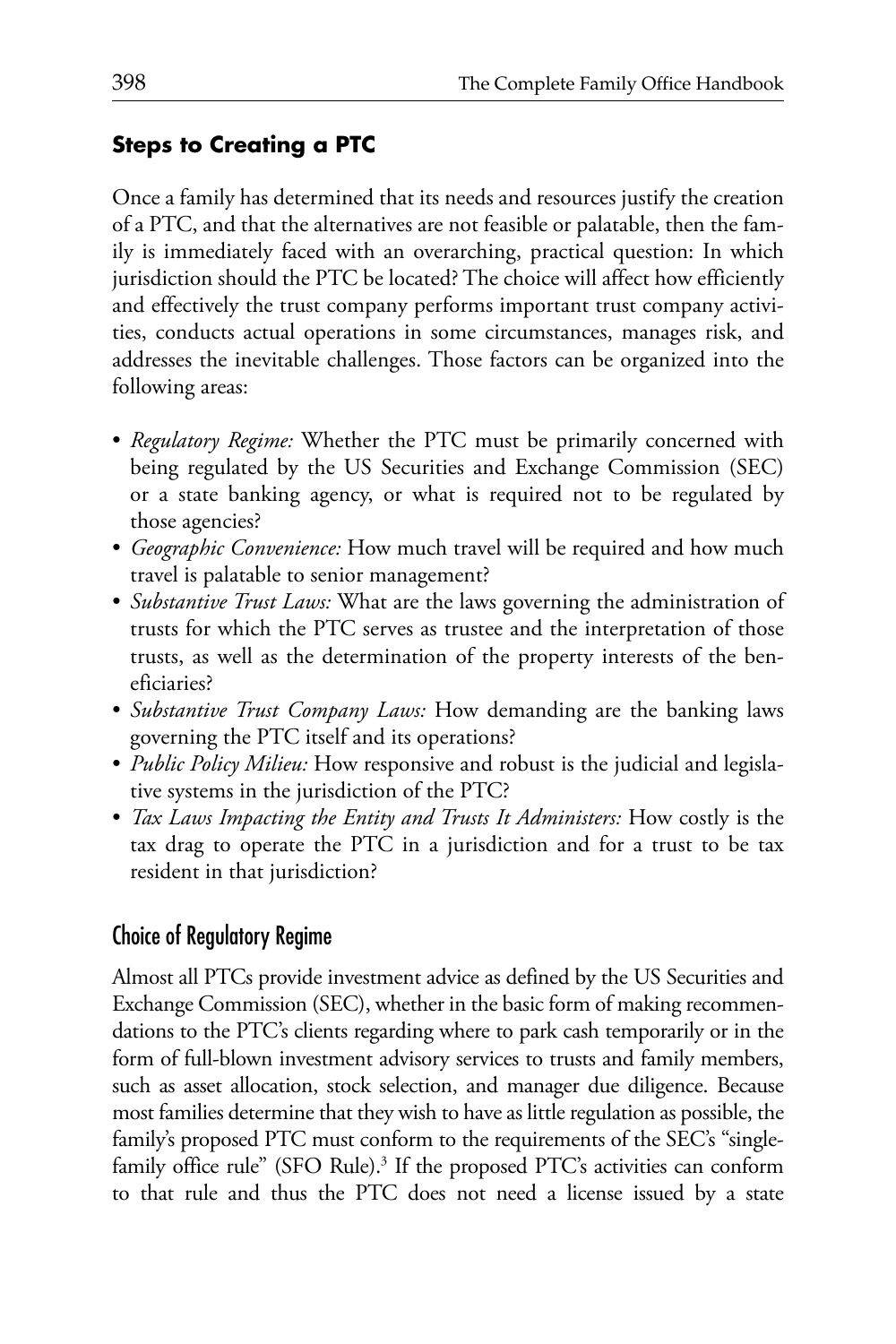### Steps to Creating a PTC

Once a family has determined that its needs and resources justify the creation of a PTC, and that the alternatives are not feasible or palatable, then the family is immediately faced with an overarching, practical question: In which jurisdiction should the PTC be located? The choice will affect how efficiently and effectively the trust company performs important trust company activities, conducts actual operations in some circumstances, manages risk, and addresses the inevitable challenges. Those factors can be organized into the following areas:

- *Regulatory Regime:* Whether the PTC must be primarily concerned with being regulated by the US Securities and Exchange Commission (SEC) or a state banking agency, or what is required not to be regulated by those agencies?
- *Geographic Convenience:* How much travel will be required and how much travel is palatable to senior management?
- *Substantive Trust Laws:* What are the laws governing the administration of trusts for which the PTC serves as trustee and the interpretation of those trusts, as well as the determination of the property interests of the beneficiaries?
- *Substantive Trust Company Laws:* How demanding are the banking laws governing the PTC itself and its operations?
- *Public Policy Milieu:* How responsive and robust is the judicial and legislative systems in the jurisdiction of the PTC?
- *Tax Laws Impacting the Entity and Trusts It Administers:* How costly is the tax drag to operate the PTC in a jurisdiction and for a trust to be tax resident in that jurisdiction?

## Choice of Regulatory Regime

Almost all PTCs provide investment advice as defined by the US Securities and Exchange Commission (SEC), whether in the basic form of making recommendations to the PTC's clients regarding where to park cash temporarily or in the form of full-blown investment advisory services to trusts and family members, such as asset allocation, stock selection, and manager due diligence. Because most families determine that they wish to have as little regulation as possible, the family's proposed PTC must conform to the requirements of the SEC's "single-family office rule" (SFO Rule).[3] If the proposed PTC's activities can conform to that rule and thus the PTC does not need a license issued by a state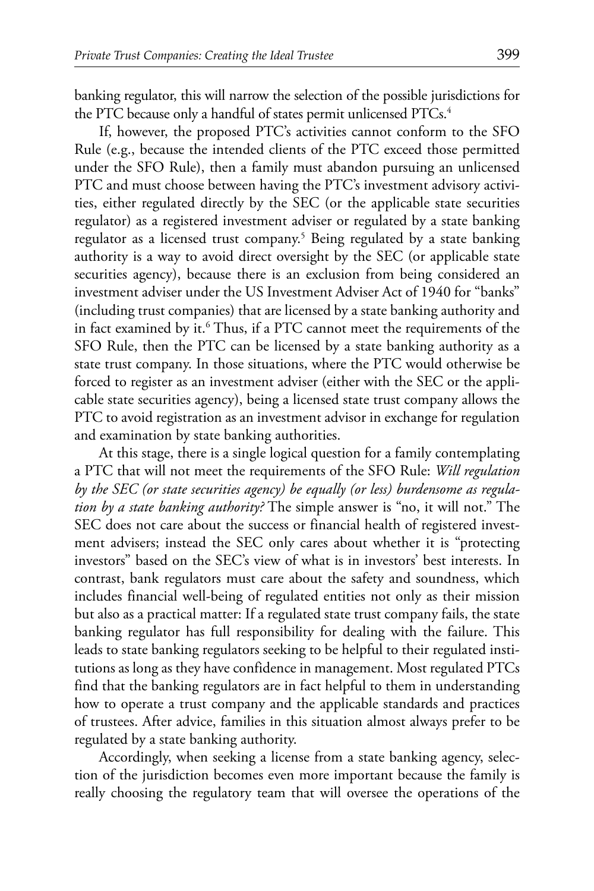banking regulator, this will narrow the selection of the possible jurisdictions for the PTC because only a handful of states permit unlicensed PTCs.[4]

If, however, the proposed PTC's activities cannot conform to the SFO Rule (e.g., because the intended clients of the PTC exceed those permitted under the SFO Rule), then a family must abandon pursuing an unlicensed PTC and must choose between having the PTC's investment advisory activities, either regulated directly by the SEC (or the applicable state securities regulator) as a registered investment adviser or regulated by a state banking regulator as a licensed trust company.[5] Being regulated by a state banking authority is a way to avoid direct oversight by the SEC (or applicable state securities agency), because there is an exclusion from being considered an investment adviser under the US Investment Adviser Act of 1940 for "banks" (including trust companies) that are licensed by a state banking authority and in fact examined by it.[6] Thus, if a PTC cannot meet the requirements of the SFO Rule, then the PTC can be licensed by a state banking authority as a state trust company. In those situations, where the PTC would otherwise be forced to register as an investment adviser (either with the SEC or the applicable state securities agency), being a licensed state trust company allows the PTC to avoid registration as an investment advisor in exchange for regulation and examination by state banking authorities.

At this stage, there is a single logical question for a family contemplating a PTC that will not meet the requirements of the SFO Rule: *Will regulation by the SEC (or state securities agency) be equally (or less) burdensome as regulation by a state banking authority?* The simple answer is "no, it will not." The SEC does not care about the success or financial health of registered investment advisers; instead the SEC only cares about whether it is "protecting investors" based on the SEC's view of what is in investors' best interests. In contrast, bank regulators must care about the safety and soundness, which includes financial well-being of regulated entities not only as their mission but also as a practical matter: If a regulated state trust company fails, the state banking regulator has full responsibility for dealing with the failure. This leads to state banking regulators seeking to be helpful to their regulated institutions as long as they have confidence in management. Most regulated PTCs find that the banking regulators are in fact helpful to them in understanding how to operate a trust company and the applicable standards and practices of trustees. After advice, families in this situation almost always prefer to be regulated by a state banking authority.

Accordingly, when seeking a license from a state banking agency, selection of the jurisdiction becomes even more important because the family is really choosing the regulatory team that will oversee the operations of the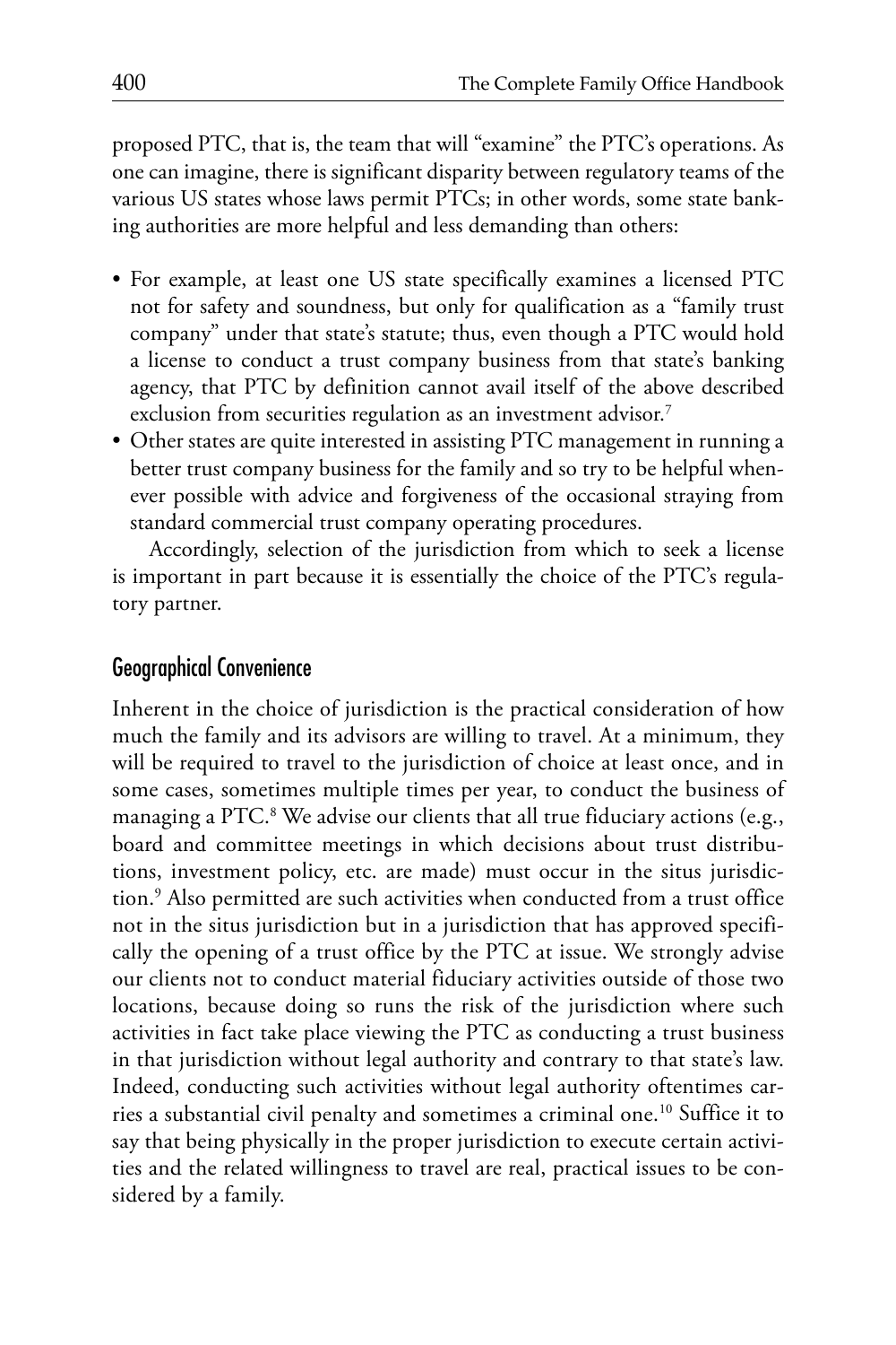proposed PTC, that is, the team that will "examine" the PTC's operations. As one can imagine, there is significant disparity between regulatory teams of the various US states whose laws permit PTCs; in other words, some state banking authorities are more helpful and less demanding than others:

- For example, at least one US state specifically examines a licensed PTC not for safety and soundness, but only for qualification as a "family trust company" under that state's statute; thus, even though a PTC would hold a license to conduct a trust company business from that state's banking agency, that PTC by definition cannot avail itself of the above described exclusion from securities regulation as an investment advisor.[7]
- Other states are quite interested in assisting PTC management in running a better trust company business for the family and so try to be helpful whenever possible with advice and forgiveness of the occasional straying from standard commercial trust company operating procedures.

Accordingly, selection of the jurisdiction from which to seek a license is important in part because it is essentially the choice of the PTC's regulatory partner.

## Geographical Convenience

Inherent in the choice of jurisdiction is the practical consideration of how much the family and its advisors are willing to travel. At a minimum, they will be required to travel to the jurisdiction of choice at least once, and in some cases, sometimes multiple times per year, to conduct the business of managing a PTC.[8] We advise our clients that all true fiduciary actions (e.g., board and committee meetings in which decisions about trust distributions, investment policy, etc. are made) must occur in the situs jurisdiction.[9] Also permitted are such activities when conducted from a trust office not in the situs jurisdiction but in a jurisdiction that has approved specifically the opening of a trust office by the PTC at issue. We strongly advise our clients not to conduct material fiduciary activities outside of those two locations, because doing so runs the risk of the jurisdiction where such activities in fact take place viewing the PTC as conducting a trust business in that jurisdiction without legal authority and contrary to that state's law. Indeed, conducting such activities without legal authority oftentimes carries a substantial civil penalty and sometimes a criminal one.[10] Suffice it to say that being physically in the proper jurisdiction to execute certain activities and the related willingness to travel are real, practical issues to be considered by a family.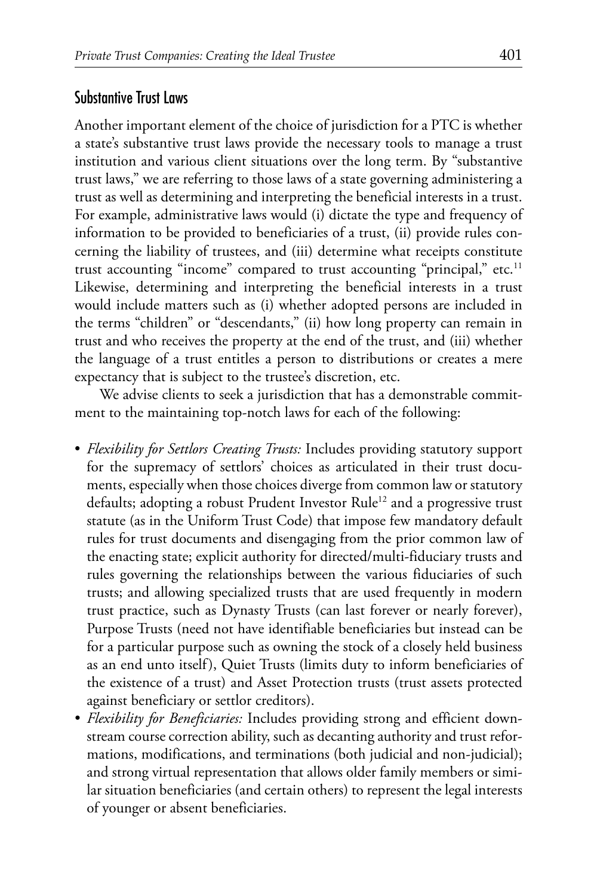## Substantive Trust Laws

Another important element of the choice of jurisdiction for a PTC is whether a state's substantive trust laws provide the necessary tools to manage a trust institution and various client situations over the long term. By "substantive trust laws," we are referring to those laws of a state governing administering a trust as well as determining and interpreting the beneficial interests in a trust. For example, administrative laws would (i) dictate the type and frequency of information to be provided to beneficiaries of a trust, (ii) provide rules concerning the liability of trustees, and (iii) determine what receipts constitute trust accounting "income" compared to trust accounting "principal," etc.[11] Likewise, determining and interpreting the beneficial interests in a trust would include matters such as (i) whether adopted persons are included in the terms "children" or "descendants," (ii) how long property can remain in trust and who receives the property at the end of the trust, and (iii) whether the language of a trust entitles a person to distributions or creates a mere expectancy that is subject to the trustee's discretion, etc.

We advise clients to seek a jurisdiction that has a demonstrable commitment to the maintaining top-notch laws for each of the following:

- *Flexibility for Settlors Creating Trusts:* Includes providing statutory support for the supremacy of settlors' choices as articulated in their trust documents, especially when those choices diverge from common law or statutory defaults; adopting a robust Prudent Investor Rule[12] and a progressive trust statute (as in the Uniform Trust Code) that impose few mandatory default rules for trust documents and disengaging from the prior common law of the enacting state; explicit authority for directed/multi-fiduciary trusts and rules governing the relationships between the various fiduciaries of such trusts; and allowing specialized trusts that are used frequently in modern trust practice, such as Dynasty Trusts (can last forever or nearly forever), Purpose Trusts (need not have identifiable beneficiaries but instead can be for a particular purpose such as owning the stock of a closely held business as an end unto itself), Quiet Trusts (limits duty to inform beneficiaries of the existence of a trust) and Asset Protection trusts (trust assets protected against beneficiary or settlor creditors).
- *Flexibility for Beneficiaries:* Includes providing strong and efficient downstream course correction ability, such as decanting authority and trust reformations, modifications, and terminations (both judicial and non-judicial); and strong virtual representation that allows older family members or similar situation beneficiaries (and certain others) to represent the legal interests of younger or absent beneficiaries.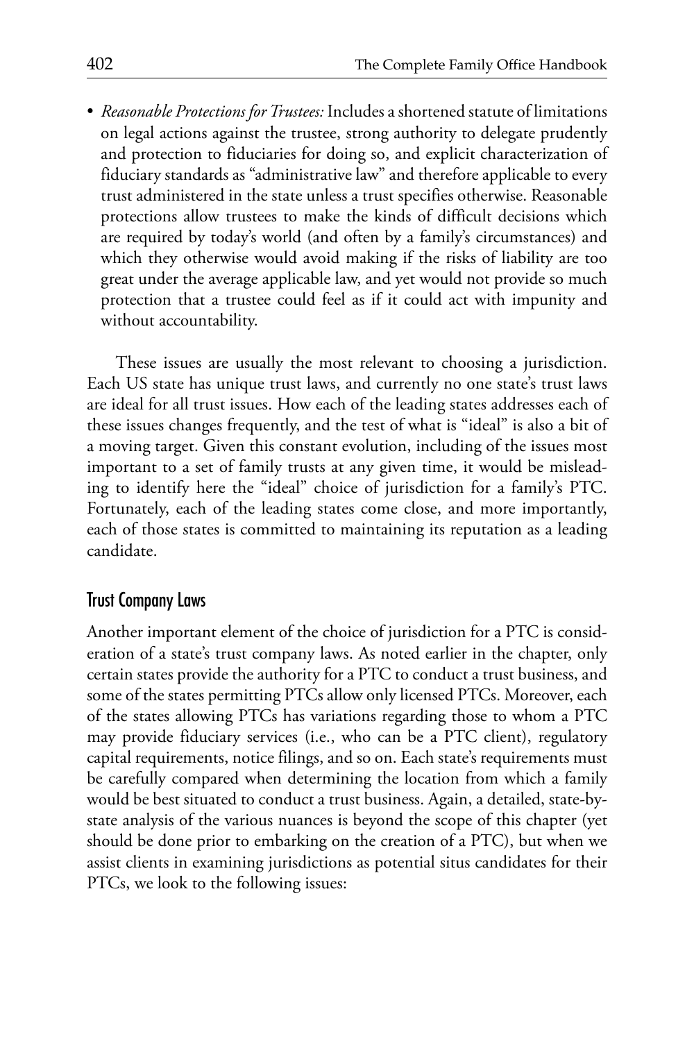- *Reasonable Protections for Trustees:* Includes a shortened statute of limitations on legal actions against the trustee, strong authority to delegate prudently and protection to fiduciaries for doing so, and explicit characterization of fiduciary standards as "administrative law" and therefore applicable to every trust administered in the state unless a trust specifies otherwise. Reasonable protections allow trustees to make the kinds of difficult decisions which are required by today's world (and often by a family's circumstances) and which they otherwise would avoid making if the risks of liability are too great under the average applicable law, and yet would not provide so much protection that a trustee could feel as if it could act with impunity and without accountability.

These issues are usually the most relevant to choosing a jurisdiction. Each US state has unique trust laws, and currently no one state's trust laws are ideal for all trust issues. How each of the leading states addresses each of these issues changes frequently, and the test of what is "ideal" is also a bit of a moving target. Given this constant evolution, including of the issues most important to a set of family trusts at any given time, it would be misleading to identify here the "ideal" choice of jurisdiction for a family's PTC. Fortunately, each of the leading states come close, and more importantly, each of those states is committed to maintaining its reputation as a leading candidate.

## Trust Company Laws

Another important element of the choice of jurisdiction for a PTC is consideration of a state's trust company laws. As noted earlier in the chapter, only certain states provide the authority for a PTC to conduct a trust business, and some of the states permitting PTCs allow only licensed PTCs. Moreover, each of the states allowing PTCs has variations regarding those to whom a PTC may provide fiduciary services (i.e., who can be a PTC client), regulatory capital requirements, notice filings, and so on. Each state's requirements must be carefully compared when determining the location from which a family would be best situated to conduct a trust business. Again, a detailed, state-by-state analysis of the various nuances is beyond the scope of this chapter (yet should be done prior to embarking on the creation of a PTC), but when we assist clients in examining jurisdictions as potential situs candidates for their PTCs, we look to the following issues: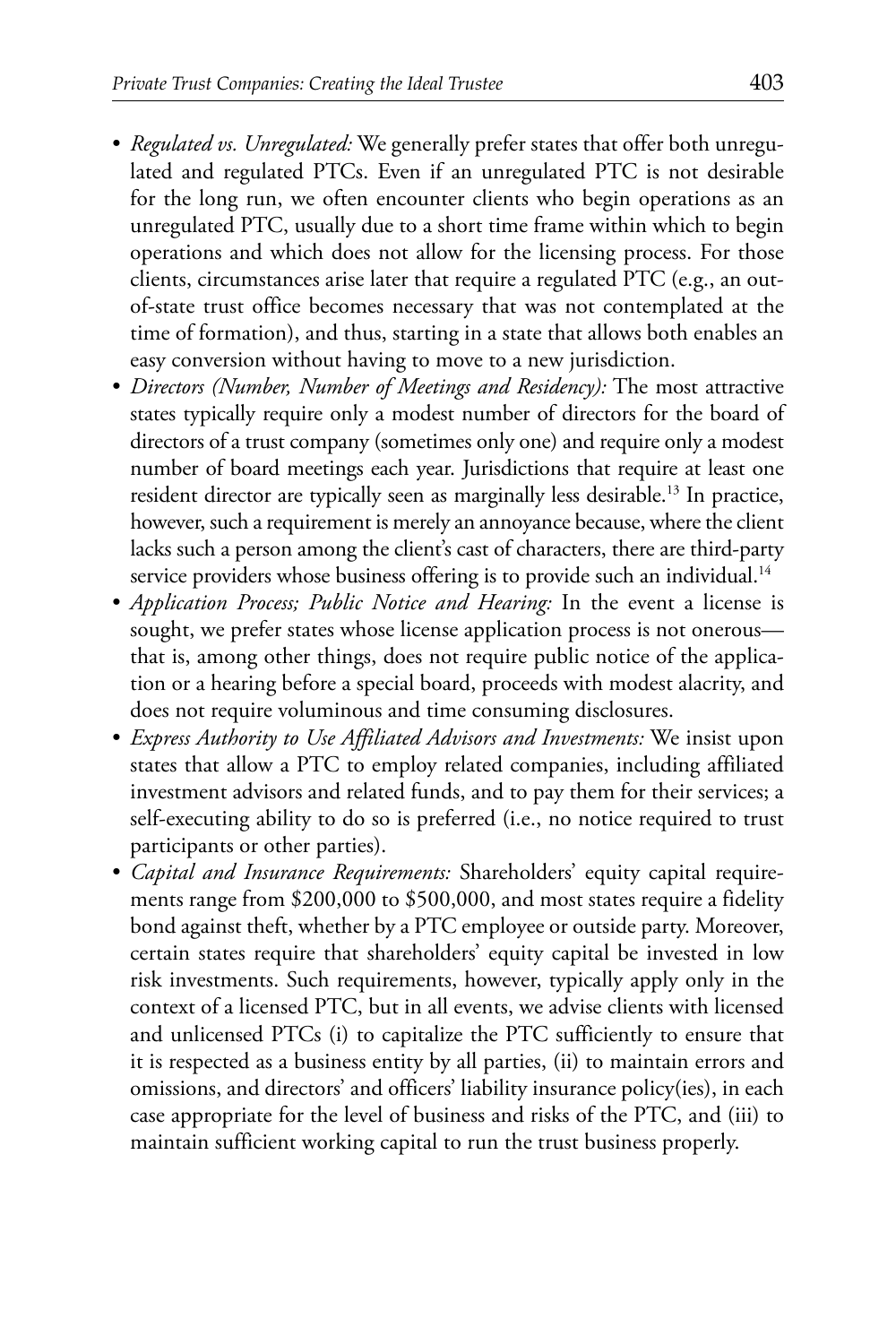- *Regulated vs. Unregulated:* We generally prefer states that offer both unregulated and regulated PTCs. Even if an unregulated PTC is not desirable for the long run, we often encounter clients who begin operations as an unregulated PTC, usually due to a short time frame within which to begin operations and which does not allow for the licensing process. For those clients, circumstances arise later that require a regulated PTC (e.g., an out-of-state trust office becomes necessary that was not contemplated at the time of formation), and thus, starting in a state that allows both enables an easy conversion without having to move to a new jurisdiction.
- *Directors (Number, Number of Meetings and Residency):* The most attractive states typically require only a modest number of directors for the board of directors of a trust company (sometimes only one) and require only a modest number of board meetings each year. Jurisdictions that require at least one resident director are typically seen as marginally less desirable.[13] In practice, however, such a requirement is merely an annoyance because, where the client lacks such a person among the client's cast of characters, there are third-party service providers whose business offering is to provide such an individual.[14]
- *Application Process; Public Notice and Hearing:* In the event a license is sought, we prefer states whose license application process is not onerous—that is, among other things, does not require public notice of the application or a hearing before a special board, proceeds with modest alacrity, and does not require voluminous and time consuming disclosures.
- *Express Authority to Use Affiliated Advisors and Investments:* We insist upon states that allow a PTC to employ related companies, including affiliated investment advisors and related funds, and to pay them for their services; a self-executing ability to do so is preferred (i.e., no notice required to trust participants or other parties).
- *Capital and Insurance Requirements:* Shareholders' equity capital requirements range from \$200,000 to \$500,000, and most states require a fidelity bond against theft, whether by a PTC employee or outside party. Moreover, certain states require that shareholders' equity capital be invested in low risk investments. Such requirements, however, typically apply only in the context of a licensed PTC, but in all events, we advise clients with licensed and unlicensed PTCs (i) to capitalize the PTC sufficiently to ensure that it is respected as a business entity by all parties, (ii) to maintain errors and omissions, and directors' and officers' liability insurance policy(ies), in each case appropriate for the level of business and risks of the PTC, and (iii) to maintain sufficient working capital to run the trust business properly.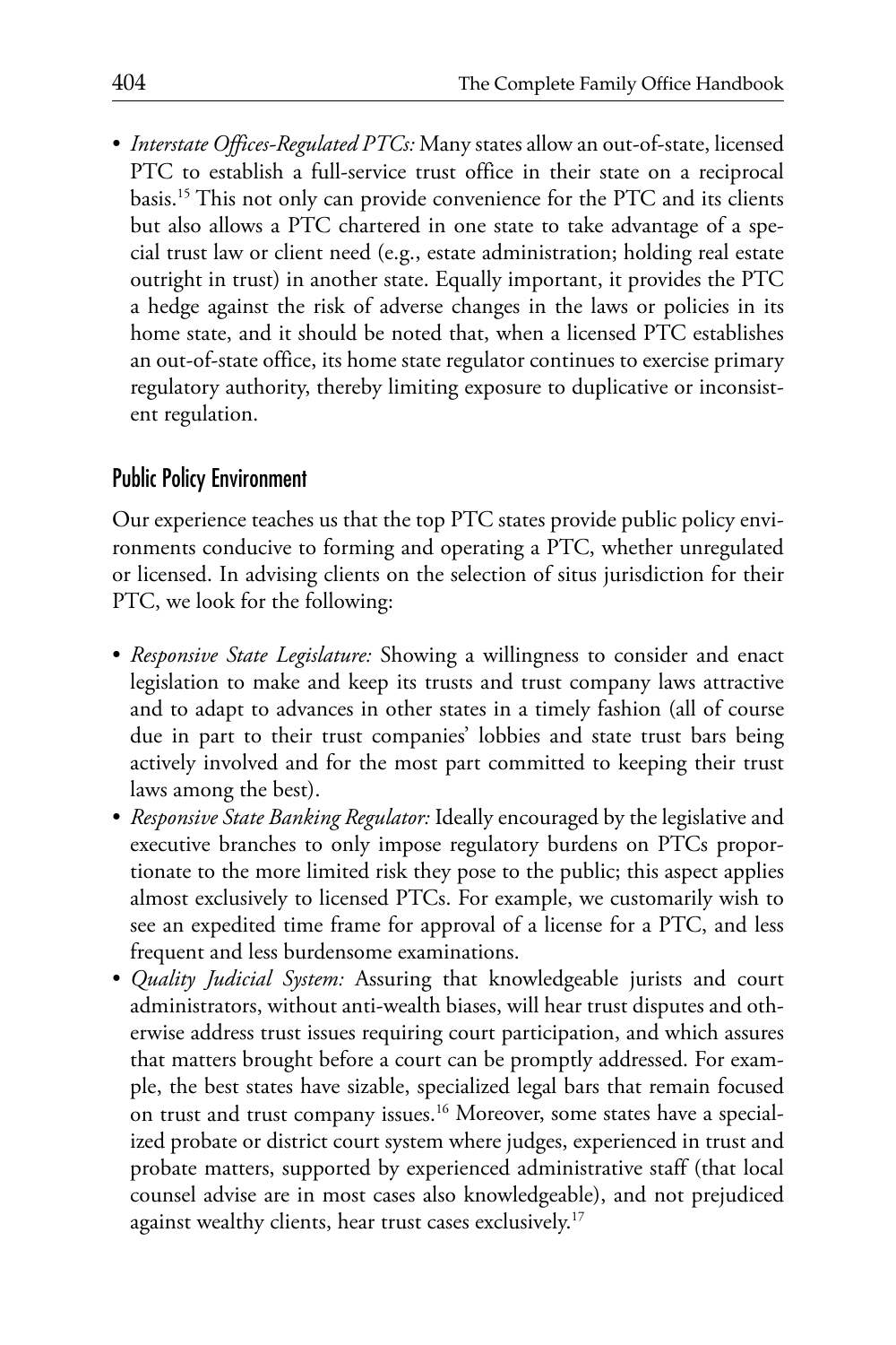- *Interstate Offices-Regulated PTCs:* Many states allow an out-of-state, licensed PTC to establish a full-service trust office in their state on a reciprocal basis.[15] This not only can provide convenience for the PTC and its clients but also allows a PTC chartered in one state to take advantage of a special trust law or client need (e.g., estate administration; holding real estate outright in trust) in another state. Equally important, it provides the PTC a hedge against the risk of adverse changes in the laws or policies in its home state, and it should be noted that, when a licensed PTC establishes an out-of-state office, its home state regulator continues to exercise primary regulatory authority, thereby limiting exposure to duplicative or inconsistent regulation.

## Public Policy Environment

Our experience teaches us that the top PTC states provide public policy environments conducive to forming and operating a PTC, whether unregulated or licensed. In advising clients on the selection of situs jurisdiction for their PTC, we look for the following:

- *Responsive State Legislature:* Showing a willingness to consider and enact legislation to make and keep its trusts and trust company laws attractive and to adapt to advances in other states in a timely fashion (all of course due in part to their trust companies' lobbies and state trust bars being actively involved and for the most part committed to keeping their trust laws among the best).
- *Responsive State Banking Regulator:* Ideally encouraged by the legislative and executive branches to only impose regulatory burdens on PTCs proportionate to the more limited risk they pose to the public; this aspect applies almost exclusively to licensed PTCs. For example, we customarily wish to see an expedited time frame for approval of a license for a PTC, and less frequent and less burdensome examinations.
- *Quality Judicial System:* Assuring that knowledgeable jurists and court administrators, without anti-wealth biases, will hear trust disputes and otherwise address trust issues requiring court participation, and which assures that matters brought before a court can be promptly addressed. For example, the best states have sizable, specialized legal bars that remain focused on trust and trust company issues.[16] Moreover, some states have a specialized probate or district court system where judges, experienced in trust and probate matters, supported by experienced administrative staff (that local counsel advise are in most cases also knowledgeable), and not prejudiced against wealthy clients, hear trust cases exclusively.[17]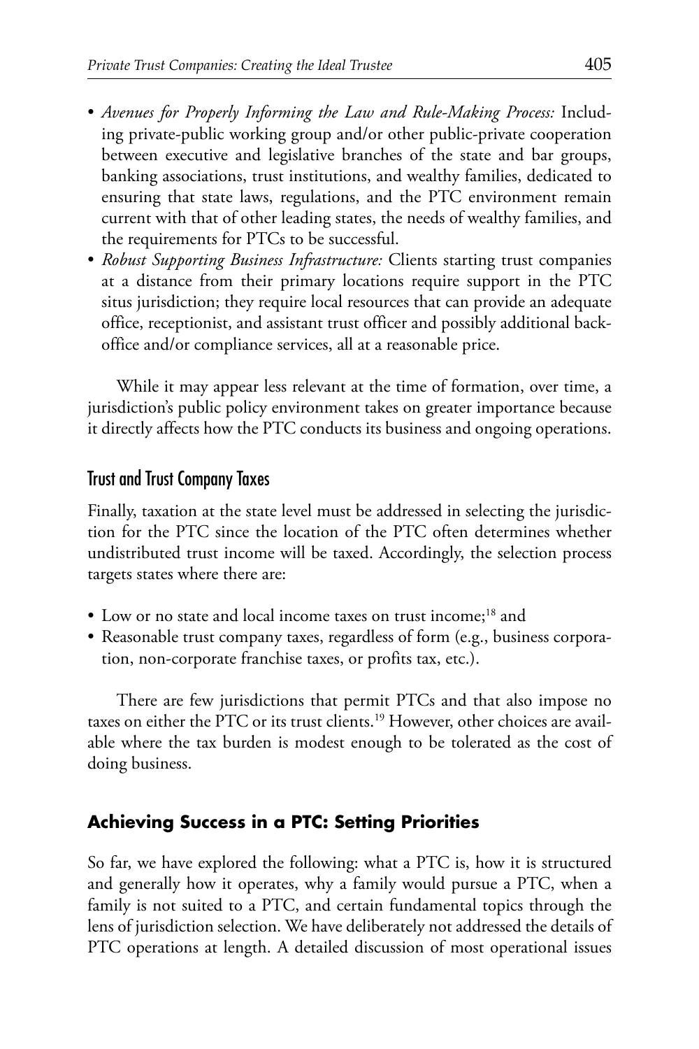- *Avenues for Properly Informing the Law and Rule-Making Process:* Including private-public working group and/or other public-private cooperation between executive and legislative branches of the state and bar groups, banking associations, trust institutions, and wealthy families, dedicated to ensuring that state laws, regulations, and the PTC environment remain current with that of other leading states, the needs of wealthy families, and the requirements for PTCs to be successful.
- *Robust Supporting Business Infrastructure:* Clients starting trust companies at a distance from their primary locations require support in the PTC situs jurisdiction; they require local resources that can provide an adequate office, receptionist, and assistant trust officer and possibly additional back-office and/or compliance services, all at a reasonable price.

While it may appear less relevant at the time of formation, over time, a jurisdiction's public policy environment takes on greater importance because it directly affects how the PTC conducts its business and ongoing operations.

### Trust and Trust Company Taxes

Finally, taxation at the state level must be addressed in selecting the jurisdiction for the PTC since the location of the PTC often determines whether undistributed trust income will be taxed. Accordingly, the selection process targets states where there are:

- Low or no state and local income taxes on trust income;[18] and
- Reasonable trust company taxes, regardless of form (e.g., business corporation, non-corporate franchise taxes, or profits tax, etc.).

There are few jurisdictions that permit PTCs and that also impose no taxes on either the PTC or its trust clients.[19] However, other choices are available where the tax burden is modest enough to be tolerated as the cost of doing business.

## Achieving Success in a PTC: Setting Priorities

So far, we have explored the following: what a PTC is, how it is structured and generally how it operates, why a family would pursue a PTC, when a family is not suited to a PTC, and certain fundamental topics through the lens of jurisdiction selection. We have deliberately not addressed the details of PTC operations at length. A detailed discussion of most operational issues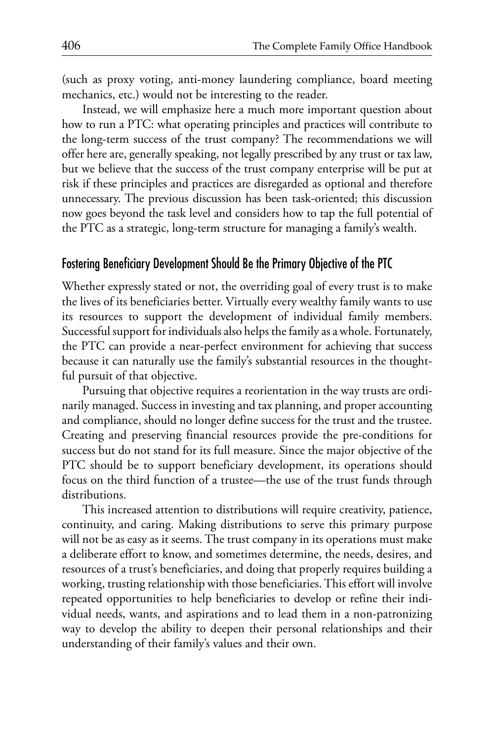(such as proxy voting, anti-money laundering compliance, board meeting mechanics, etc.) would not be interesting to the reader.

Instead, we will emphasize here a much more important question about how to run a PTC: what operating principles and practices will contribute to the long-term success of the trust company? The recommendations we will offer here are, generally speaking, not legally prescribed by any trust or tax law, but we believe that the success of the trust company enterprise will be put at risk if these principles and practices are disregarded as optional and therefore unnecessary. The previous discussion has been task-oriented; this discussion now goes beyond the task level and considers how to tap the full potential of the PTC as a strategic, long-term structure for managing a family's wealth.

## Fostering Beneficiary Development Should Be the Primary Objective of the PTC

Whether expressly stated or not, the overriding goal of every trust is to make the lives of its beneficiaries better. Virtually every wealthy family wants to use its resources to support the development of individual family members. Successful support for individuals also helps the family as a whole. Fortunately, the PTC can provide a near-perfect environment for achieving that success because it can naturally use the family's substantial resources in the thoughtful pursuit of that objective.

Pursuing that objective requires a reorientation in the way trusts are ordinarily managed. Success in investing and tax planning, and proper accounting and compliance, should no longer define success for the trust and the trustee. Creating and preserving financial resources provide the pre-conditions for success but do not stand for its full measure. Since the major objective of the PTC should be to support beneficiary development, its operations should focus on the third function of a trustee—the use of the trust funds through distributions.

This increased attention to distributions will require creativity, patience, continuity, and caring. Making distributions to serve this primary purpose will not be as easy as it seems. The trust company in its operations must make a deliberate effort to know, and sometimes determine, the needs, desires, and resources of a trust's beneficiaries, and doing that properly requires building a working, trusting relationship with those beneficiaries. This effort will involve repeated opportunities to help beneficiaries to develop or refine their individual needs, wants, and aspirations and to lead them in a non-patronizing way to develop the ability to deepen their personal relationships and their understanding of their family's values and their own.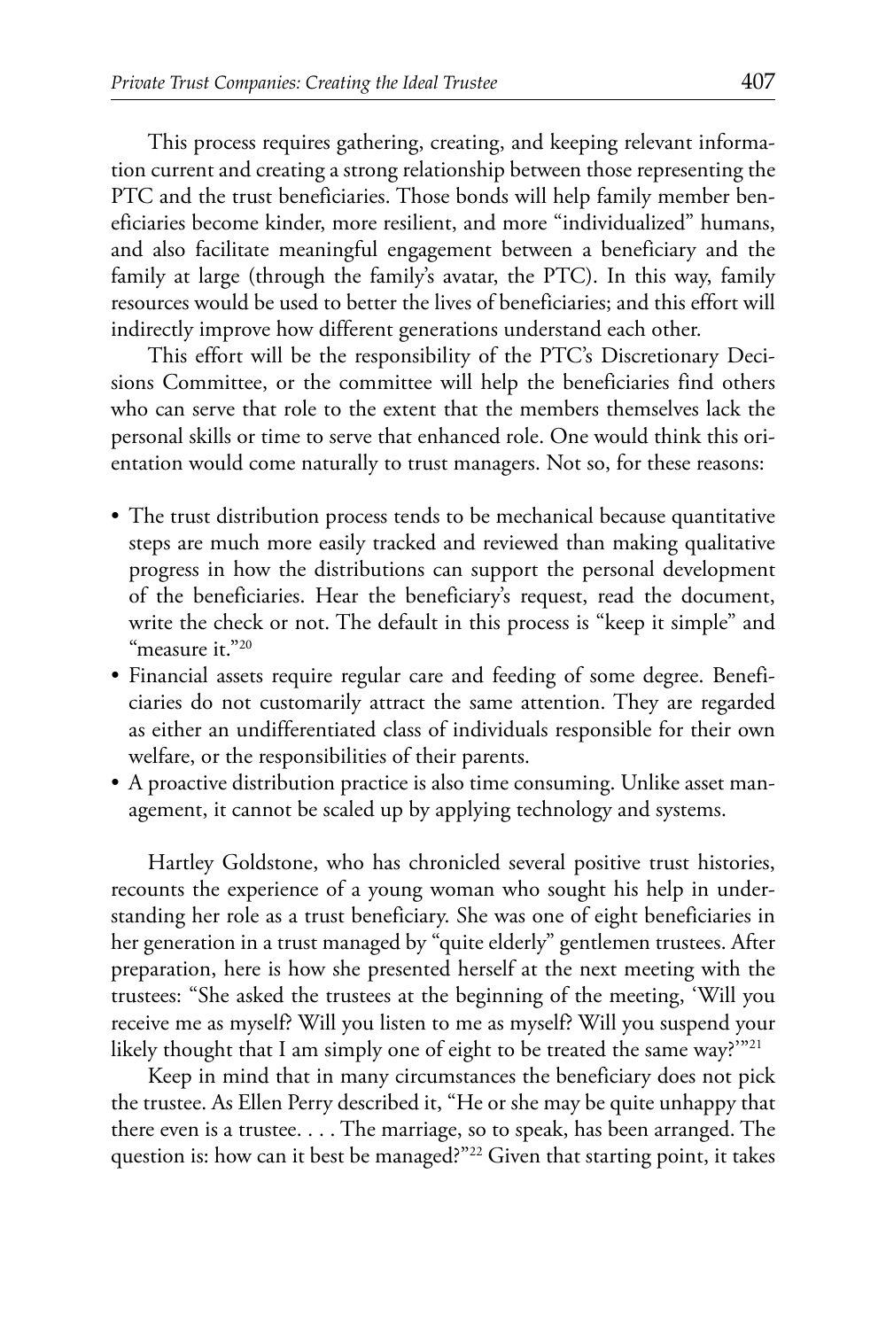This process requires gathering, creating, and keeping relevant information current and creating a strong relationship between those representing the PTC and the trust beneficiaries. Those bonds will help family member beneficiaries become kinder, more resilient, and more "individualized" humans, and also facilitate meaningful engagement between a beneficiary and the family at large (through the family's avatar, the PTC). In this way, family resources would be used to better the lives of beneficiaries; and this effort will indirectly improve how different generations understand each other.

This effort will be the responsibility of the PTC's Discretionary Decisions Committee, or the committee will help the beneficiaries find others who can serve that role to the extent that the members themselves lack the personal skills or time to serve that enhanced role. One would think this orientation would come naturally to trust managers. Not so, for these reasons:

- The trust distribution process tends to be mechanical because quantitative steps are much more easily tracked and reviewed than making qualitative progress in how the distributions can support the personal development of the beneficiaries. Hear the beneficiary's request, read the document, write the check or not. The default in this process is "keep it simple" and "measure it."[20]
- Financial assets require regular care and feeding of some degree. Beneficiaries do not customarily attract the same attention. They are regarded as either an undifferentiated class of individuals responsible for their own welfare, or the responsibilities of their parents.
- A proactive distribution practice is also time consuming. Unlike asset management, it cannot be scaled up by applying technology and systems.

Hartley Goldstone, who has chronicled several positive trust histories, recounts the experience of a young woman who sought his help in understanding her role as a trust beneficiary. She was one of eight beneficiaries in her generation in a trust managed by "quite elderly" gentlemen trustees. After preparation, here is how she presented herself at the next meeting with the trustees: "She asked the trustees at the beginning of the meeting, 'Will you receive me as myself? Will you listen to me as myself? Will you suspend your likely thought that I am simply one of eight to be treated the same way?'"[21]

Keep in mind that in many circumstances the beneficiary does not pick the trustee. As Ellen Perry described it, "He or she may be quite unhappy that there even is a trustee. . . . The marriage, so to speak, has been arranged. The question is: how can it best be managed?"[22] Given that starting point, it takes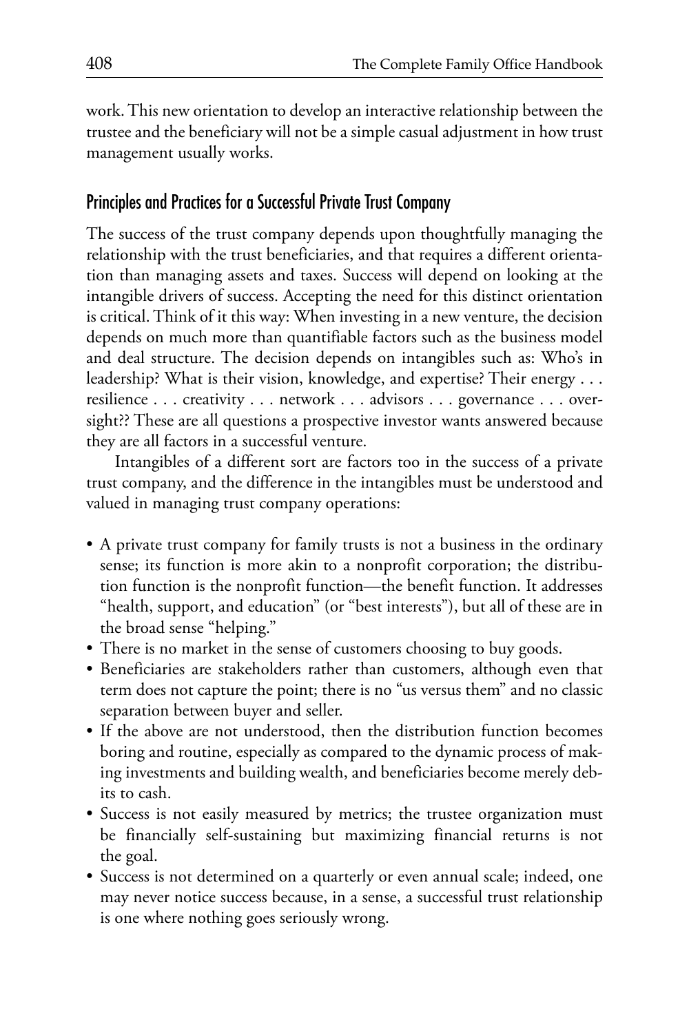work. This new orientation to develop an interactive relationship between the trustee and the beneficiary will not be a simple casual adjustment in how trust management usually works.

## Principles and Practices for a Successful Private Trust Company

The success of the trust company depends upon thoughtfully managing the relationship with the trust beneficiaries, and that requires a different orientation than managing assets and taxes. Success will depend on looking at the intangible drivers of success. Accepting the need for this distinct orientation is critical. Think of it this way: When investing in a new venture, the decision depends on much more than quantifiable factors such as the business model and deal structure. The decision depends on intangibles such as: Who's in leadership? What is their vision, knowledge, and expertise? Their energy . . . resilience . . . creativity . . . network . . . advisors . . . governance . . . oversight?? These are all questions a prospective investor wants answered because they are all factors in a successful venture.

Intangibles of a different sort are factors too in the success of a private trust company, and the difference in the intangibles must be understood and valued in managing trust company operations:

- A private trust company for family trusts is not a business in the ordinary sense; its function is more akin to a nonprofit corporation; the distribution function is the nonprofit function—the benefit function. It addresses "health, support, and education" (or "best interests"), but all of these are in the broad sense "helping."
- There is no market in the sense of customers choosing to buy goods.
- Beneficiaries are stakeholders rather than customers, although even that term does not capture the point; there is no "us versus them" and no classic separation between buyer and seller.
- If the above are not understood, then the distribution function becomes boring and routine, especially as compared to the dynamic process of making investments and building wealth, and beneficiaries become merely debits to cash.
- Success is not easily measured by metrics; the trustee organization must be financially self-sustaining but maximizing financial returns is not the goal.
- Success is not determined on a quarterly or even annual scale; indeed, one may never notice success because, in a sense, a successful trust relationship is one where nothing goes seriously wrong.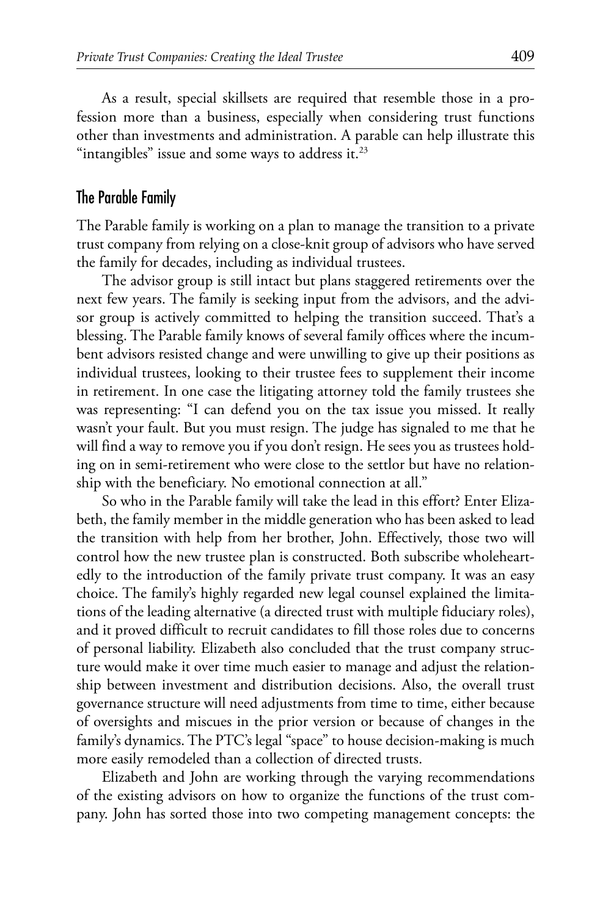As a result, special skillsets are required that resemble those in a profession more than a business, especially when considering trust functions other than investments and administration. A parable can help illustrate this "intangibles" issue and some ways to address it.[23]

## The Parable Family

The Parable family is working on a plan to manage the transition to a private trust company from relying on a close-knit group of advisors who have served the family for decades, including as individual trustees.

The advisor group is still intact but plans staggered retirements over the next few years. The family is seeking input from the advisors, and the advisor group is actively committed to helping the transition succeed. That's a blessing. The Parable family knows of several family offices where the incumbent advisors resisted change and were unwilling to give up their positions as individual trustees, looking to their trustee fees to supplement their income in retirement. In one case the litigating attorney told the family trustees she was representing: "I can defend you on the tax issue you missed. It really wasn't your fault. But you must resign. The judge has signaled to me that he will find a way to remove you if you don't resign. He sees you as trustees holding on in semi-retirement who were close to the settlor but have no relationship with the beneficiary. No emotional connection at all."

So who in the Parable family will take the lead in this effort? Enter Elizabeth, the family member in the middle generation who has been asked to lead the transition with help from her brother, John. Effectively, those two will control how the new trustee plan is constructed. Both subscribe wholeheartedly to the introduction of the family private trust company. It was an easy choice. The family's highly regarded new legal counsel explained the limitations of the leading alternative (a directed trust with multiple fiduciary roles), and it proved difficult to recruit candidates to fill those roles due to concerns of personal liability. Elizabeth also concluded that the trust company structure would make it over time much easier to manage and adjust the relationship between investment and distribution decisions. Also, the overall trust governance structure will need adjustments from time to time, either because of oversights and miscues in the prior version or because of changes in the family's dynamics. The PTC's legal "space" to house decision-making is much more easily remodeled than a collection of directed trusts.

Elizabeth and John are working through the varying recommendations of the existing advisors on how to organize the functions of the trust company. John has sorted those into two competing management concepts: the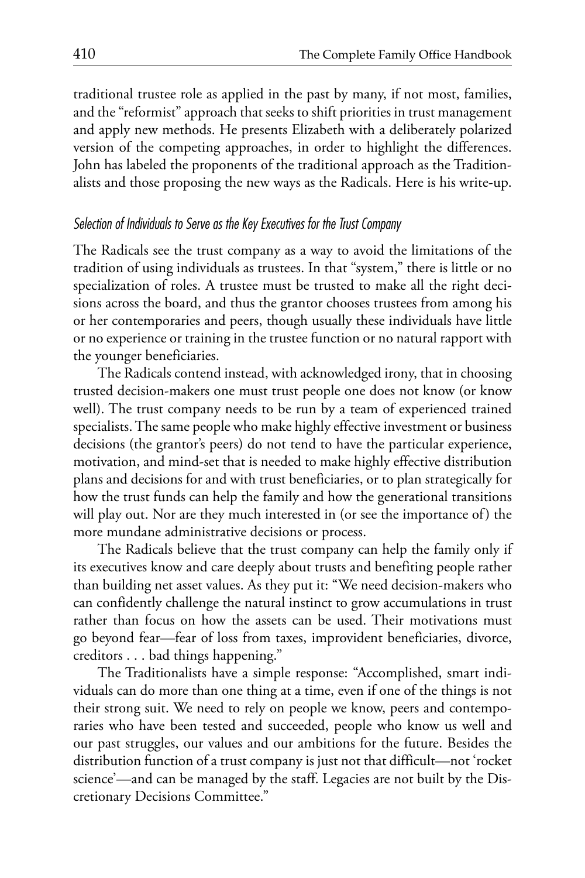traditional trustee role as applied in the past by many, if not most, families, and the "reformist" approach that seeks to shift priorities in trust management and apply new methods. He presents Elizabeth with a deliberately polarized version of the competing approaches, in order to highlight the differences. John has labeled the proponents of the traditional approach as the Traditionalists and those proposing the new ways as the Radicals. Here is his write-up.

### *Selection of Individuals to Serve as the Key Executives for the Trust Company*

The Radicals see the trust company as a way to avoid the limitations of the tradition of using individuals as trustees. In that "system," there is little or no specialization of roles. A trustee must be trusted to make all the right decisions across the board, and thus the grantor chooses trustees from among his or her contemporaries and peers, though usually these individuals have little or no experience or training in the trustee function or no natural rapport with the younger beneficiaries.

The Radicals contend instead, with acknowledged irony, that in choosing trusted decision-makers one must trust people one does not know (or know well). The trust company needs to be run by a team of experienced trained specialists. The same people who make highly effective investment or business decisions (the grantor's peers) do not tend to have the particular experience, motivation, and mind-set that is needed to make highly effective distribution plans and decisions for and with trust beneficiaries, or to plan strategically for how the trust funds can help the family and how the generational transitions will play out. Nor are they much interested in (or see the importance of) the more mundane administrative decisions or process.

The Radicals believe that the trust company can help the family only if its executives know and care deeply about trusts and benefiting people rather than building net asset values. As they put it: "We need decision-makers who can confidently challenge the natural instinct to grow accumulations in trust rather than focus on how the assets can be used. Their motivations must go beyond fear—fear of loss from taxes, improvident beneficiaries, divorce, creditors . . . bad things happening."

The Traditionalists have a simple response: "Accomplished, smart individuals can do more than one thing at a time, even if one of the things is not their strong suit. We need to rely on people we know, peers and contemporaries who have been tested and succeeded, people who know us well and our past struggles, our values and our ambitions for the future. Besides the distribution function of a trust company is just not that difficult—not 'rocket science'—and can be managed by the staff. Legacies are not built by the Discretionary Decisions Committee."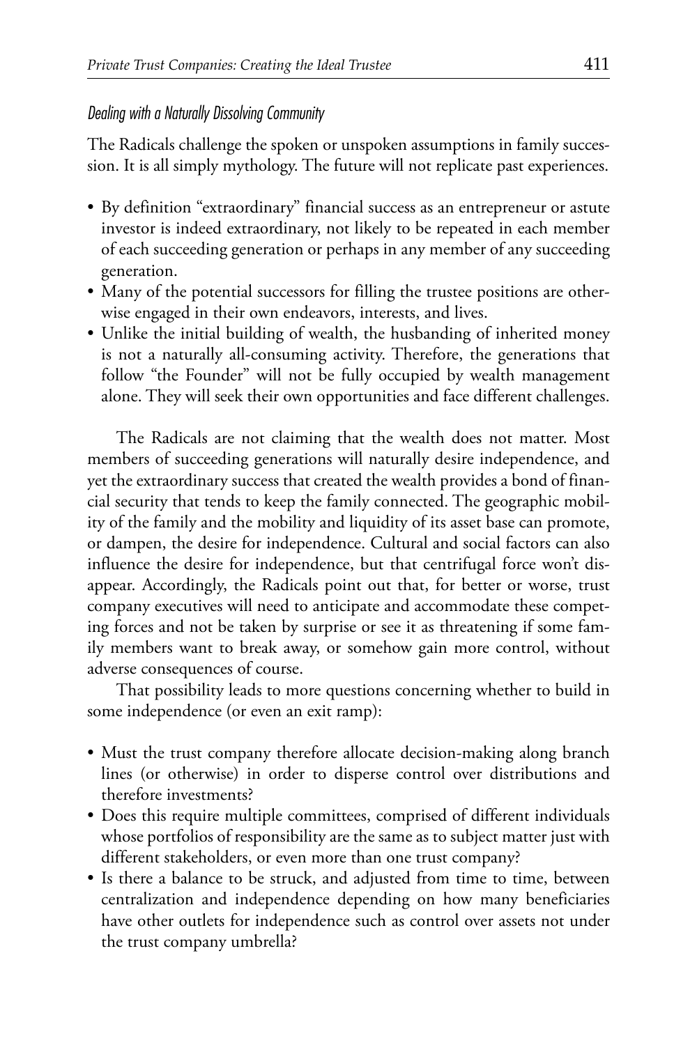*Dealing with a Naturally Dissolving Community*

The Radicals challenge the spoken or unspoken assumptions in family succession. It is all simply mythology. The future will not replicate past experiences.

- By definition "extraordinary" financial success as an entrepreneur or astute investor is indeed extraordinary, not likely to be repeated in each member of each succeeding generation or perhaps in any member of any succeeding generation.
- Many of the potential successors for filling the trustee positions are otherwise engaged in their own endeavors, interests, and lives.
- Unlike the initial building of wealth, the husbanding of inherited money is not a naturally all-consuming activity. Therefore, the generations that follow "the Founder" will not be fully occupied by wealth management alone. They will seek their own opportunities and face different challenges.

The Radicals are not claiming that the wealth does not matter. Most members of succeeding generations will naturally desire independence, and yet the extraordinary success that created the wealth provides a bond of financial security that tends to keep the family connected. The geographic mobility of the family and the mobility and liquidity of its asset base can promote, or dampen, the desire for independence. Cultural and social factors can also influence the desire for independence, but that centrifugal force won't disappear. Accordingly, the Radicals point out that, for better or worse, trust company executives will need to anticipate and accommodate these competing forces and not be taken by surprise or see it as threatening if some family members want to break away, or somehow gain more control, without adverse consequences of course.

That possibility leads to more questions concerning whether to build in some independence (or even an exit ramp):

- Must the trust company therefore allocate decision-making along branch lines (or otherwise) in order to disperse control over distributions and therefore investments?
- Does this require multiple committees, comprised of different individuals whose portfolios of responsibility are the same as to subject matter just with different stakeholders, or even more than one trust company?
- Is there a balance to be struck, and adjusted from time to time, between centralization and independence depending on how many beneficiaries have other outlets for independence such as control over assets not under the trust company umbrella?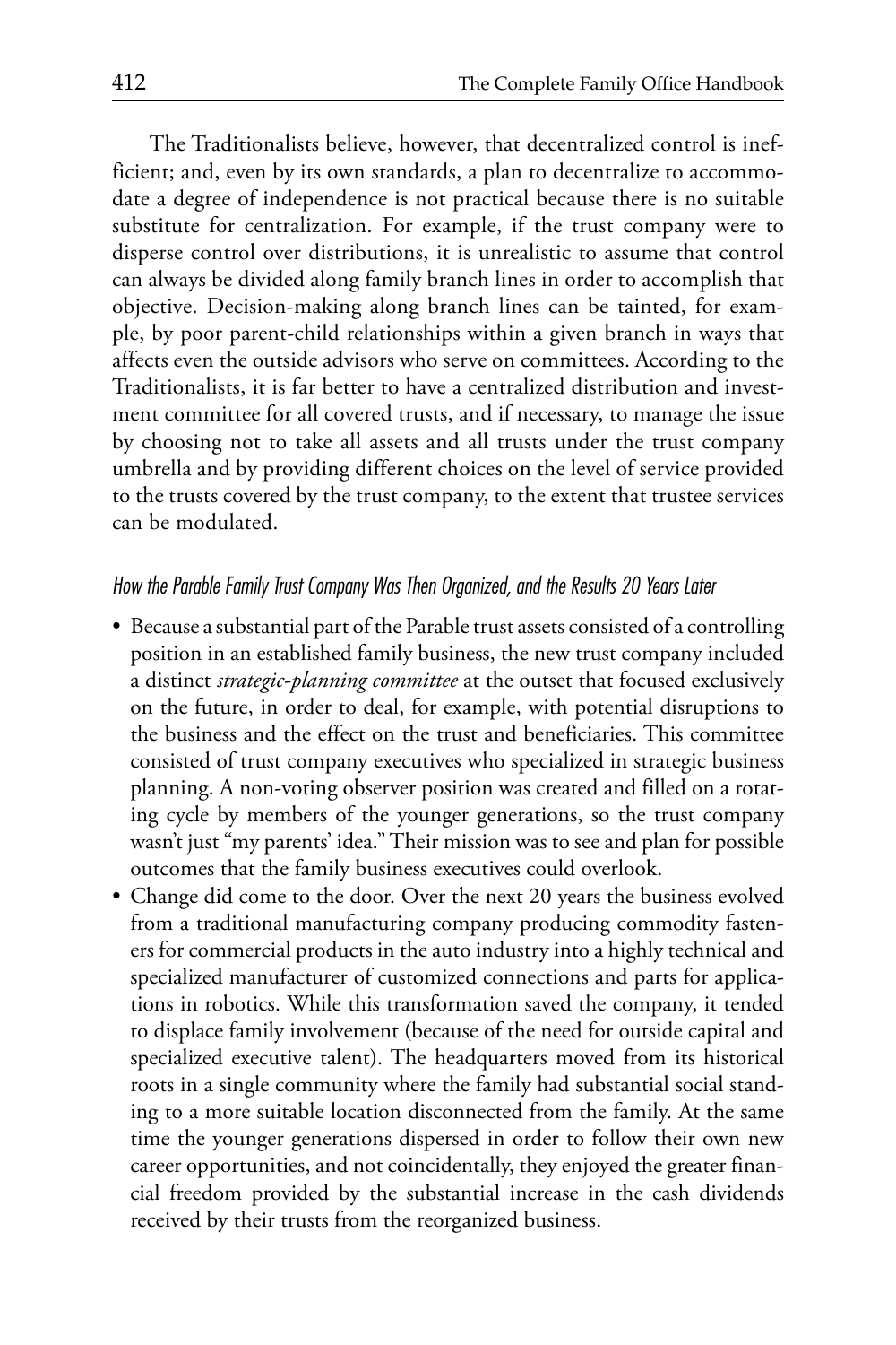The Traditionalists believe, however, that decentralized control is inefficient; and, even by its own standards, a plan to decentralize to accommodate a degree of independence is not practical because there is no suitable substitute for centralization. For example, if the trust company were to disperse control over distributions, it is unrealistic to assume that control can always be divided along family branch lines in order to accomplish that objective. Decision-making along branch lines can be tainted, for example, by poor parent-child relationships within a given branch in ways that affects even the outside advisors who serve on committees. According to the Traditionalists, it is far better to have a centralized distribution and investment committee for all covered trusts, and if necessary, to manage the issue by choosing not to take all assets and all trusts under the trust company umbrella and by providing different choices on the level of service provided to the trusts covered by the trust company, to the extent that trustee services can be modulated.

*How the Parable Family Trust Company Was Then Organized, and the Results 20 Years Later*

- Because a substantial part of the Parable trust assets consisted of a controlling position in an established family business, the new trust company included a distinct *strategic-planning committee* at the outset that focused exclusively on the future, in order to deal, for example, with potential disruptions to the business and the effect on the trust and beneficiaries. This committee consisted of trust company executives who specialized in strategic business planning. A non-voting observer position was created and filled on a rotating cycle by members of the younger generations, so the trust company wasn't just "my parents' idea." Their mission was to see and plan for possible outcomes that the family business executives could overlook.
- Change did come to the door. Over the next 20 years the business evolved from a traditional manufacturing company producing commodity fasteners for commercial products in the auto industry into a highly technical and specialized manufacturer of customized connections and parts for applications in robotics. While this transformation saved the company, it tended to displace family involvement (because of the need for outside capital and specialized executive talent). The headquarters moved from its historical roots in a single community where the family had substantial social standing to a more suitable location disconnected from the family. At the same time the younger generations dispersed in order to follow their own new career opportunities, and not coincidentally, they enjoyed the greater financial freedom provided by the substantial increase in the cash dividends received by their trusts from the reorganized business.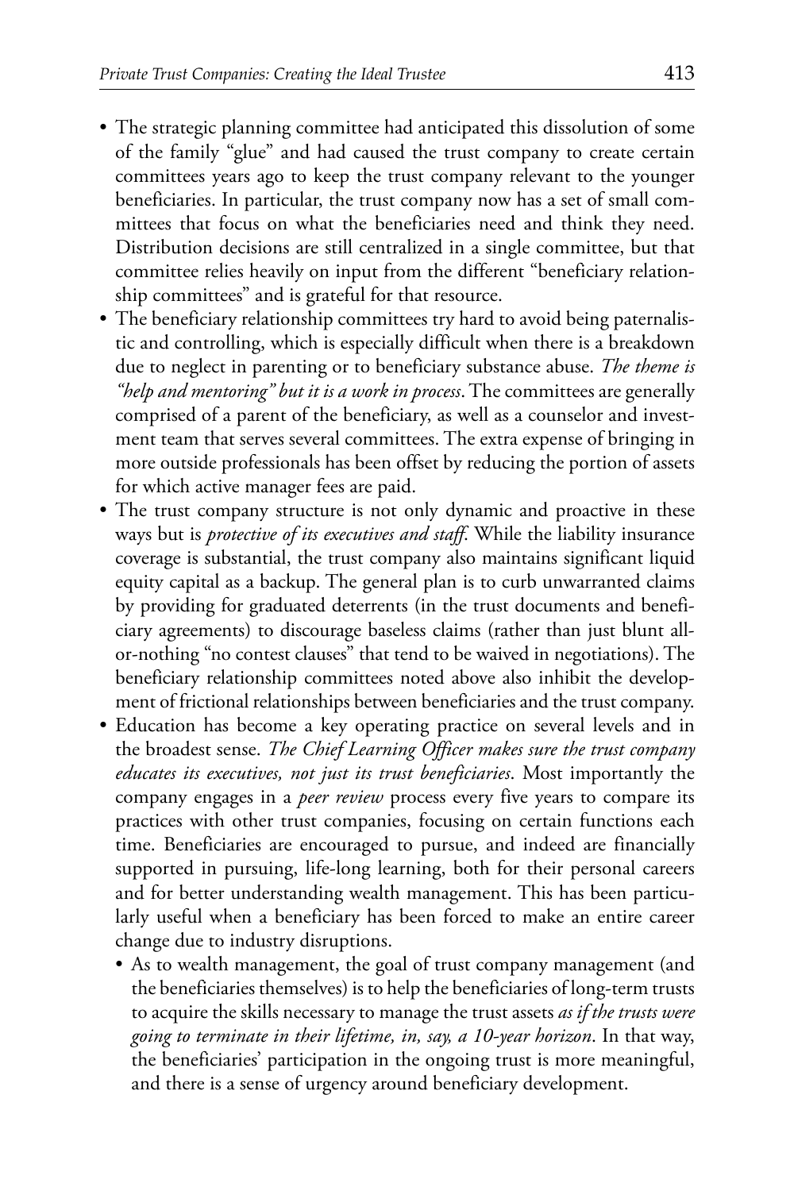- The strategic planning committee had anticipated this dissolution of some of the family "glue" and had caused the trust company to create certain committees years ago to keep the trust company relevant to the younger beneficiaries. In particular, the trust company now has a set of small committees that focus on what the beneficiaries need and think they need. Distribution decisions are still centralized in a single committee, but that committee relies heavily on input from the different "beneficiary relationship committees" and is grateful for that resource.
- The beneficiary relationship committees try hard to avoid being paternalistic and controlling, which is especially difficult when there is a breakdown due to neglect in parenting or to beneficiary substance abuse. *The theme is "help and mentoring" but it is a work in process*. The committees are generally comprised of a parent of the beneficiary, as well as a counselor and investment team that serves several committees. The extra expense of bringing in more outside professionals has been offset by reducing the portion of assets for which active manager fees are paid.
- The trust company structure is not only dynamic and proactive in these ways but is *protective of its executives and staff*. While the liability insurance coverage is substantial, the trust company also maintains significant liquid equity capital as a backup. The general plan is to curb unwarranted claims by providing for graduated deterrents (in the trust documents and beneficiary agreements) to discourage baseless claims (rather than just blunt all-or-nothing "no contest clauses" that tend to be waived in negotiations). The beneficiary relationship committees noted above also inhibit the development of frictional relationships between beneficiaries and the trust company.
- Education has become a key operating practice on several levels and in the broadest sense. *The Chief Learning Officer makes sure the trust company educates its executives, not just its trust beneficiaries*. Most importantly the company engages in a *peer review* process every five years to compare its practices with other trust companies, focusing on certain functions each time. Beneficiaries are encouraged to pursue, and indeed are financially supported in pursuing, life-long learning, both for their personal careers and for better understanding wealth management. This has been particularly useful when a beneficiary has been forced to make an entire career change due to industry disruptions.
  - As to wealth management, the goal of trust company management (and the beneficiaries themselves) is to help the beneficiaries of long-term trusts to acquire the skills necessary to manage the trust assets *as if the trusts were going to terminate in their lifetime, in, say, a 10-year horizon*. In that way, the beneficiaries' participation in the ongoing trust is more meaningful, and there is a sense of urgency around beneficiary development.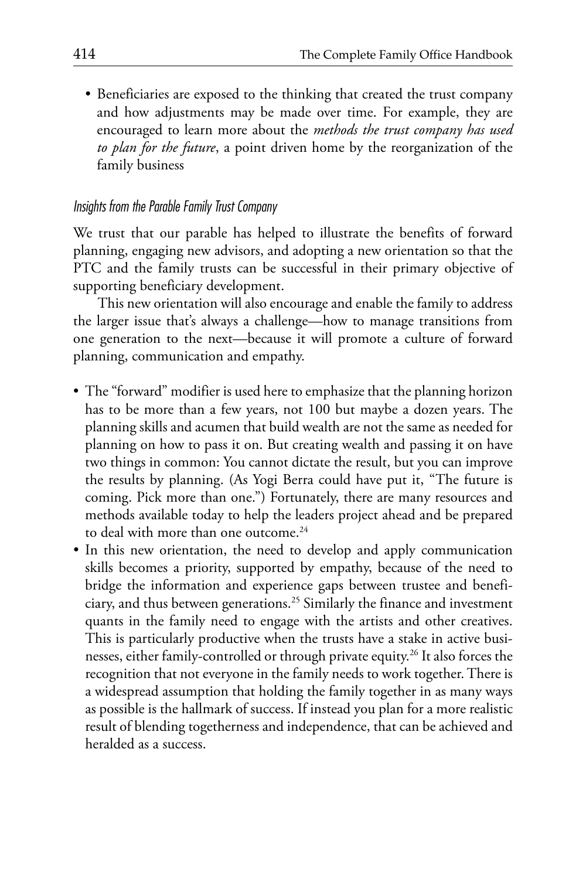- Beneficiaries are exposed to the thinking that created the trust company and how adjustments may be made over time. For example, they are encouraged to learn more about the *methods the trust company has used to plan for the future*, a point driven home by the reorganization of the family business

### *Insights from the Parable Family Trust Company*

We trust that our parable has helped to illustrate the benefits of forward planning, engaging new advisors, and adopting a new orientation so that the PTC and the family trusts can be successful in their primary objective of supporting beneficiary development.

This new orientation will also encourage and enable the family to address the larger issue that's always a challenge—how to manage transitions from one generation to the next—because it will promote a culture of forward planning, communication and empathy.

- The "forward" modifier is used here to emphasize that the planning horizon has to be more than a few years, not 100 but maybe a dozen years. The planning skills and acumen that build wealth are not the same as needed for planning on how to pass it on. But creating wealth and passing it on have two things in common: You cannot dictate the result, but you can improve the results by planning. (As Yogi Berra could have put it, "The future is coming. Pick more than one.") Fortunately, there are many resources and methods available today to help the leaders project ahead and be prepared to deal with more than one outcome.[24]
- In this new orientation, the need to develop and apply communication skills becomes a priority, supported by empathy, because of the need to bridge the information and experience gaps between trustee and beneficiary, and thus between generations.[25] Similarly the finance and investment quants in the family need to engage with the artists and other creatives. This is particularly productive when the trusts have a stake in active businesses, either family-controlled or through private equity.[26] It also forces the recognition that not everyone in the family needs to work together. There is a widespread assumption that holding the family together in as many ways as possible is the hallmark of success. If instead you plan for a more realistic result of blending togetherness and independence, that can be achieved and heralded as a success.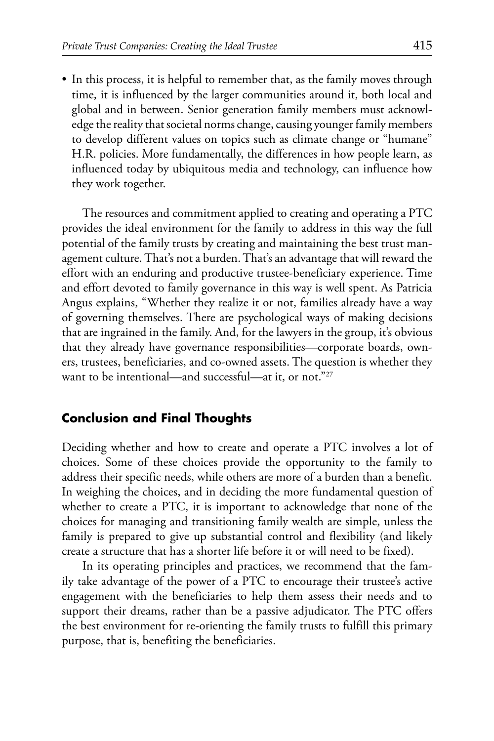- In this process, it is helpful to remember that, as the family moves through time, it is influenced by the larger communities around it, both local and global and in between. Senior generation family members must acknowledge the reality that societal norms change, causing younger family members to develop different values on topics such as climate change or "humane" H.R. policies. More fundamentally, the differences in how people learn, as influenced today by ubiquitous media and technology, can influence how they work together.

The resources and commitment applied to creating and operating a PTC provides the ideal environment for the family to address in this way the full potential of the family trusts by creating and maintaining the best trust management culture. That's not a burden. That's an advantage that will reward the effort with an enduring and productive trustee-beneficiary experience. Time and effort devoted to family governance in this way is well spent. As Patricia Angus explains, "Whether they realize it or not, families already have a way of governing themselves. There are psychological ways of making decisions that are ingrained in the family. And, for the lawyers in the group, it's obvious that they already have governance responsibilities—corporate boards, owners, trustees, beneficiaries, and co-owned assets. The question is whether they want to be intentional—and successful—at it, or not."[27]

## Conclusion and Final Thoughts

Deciding whether and how to create and operate a PTC involves a lot of choices. Some of these choices provide the opportunity to the family to address their specific needs, while others are more of a burden than a benefit. In weighing the choices, and in deciding the more fundamental question of whether to create a PTC, it is important to acknowledge that none of the choices for managing and transitioning family wealth are simple, unless the family is prepared to give up substantial control and flexibility (and likely create a structure that has a shorter life before it or will need to be fixed).

In its operating principles and practices, we recommend that the family take advantage of the power of a PTC to encourage their trustee's active engagement with the beneficiaries to help them assess their needs and to support their dreams, rather than be a passive adjudicator. The PTC offers the best environment for re-orienting the family trusts to fulfill this primary purpose, that is, benefiting the beneficiaries.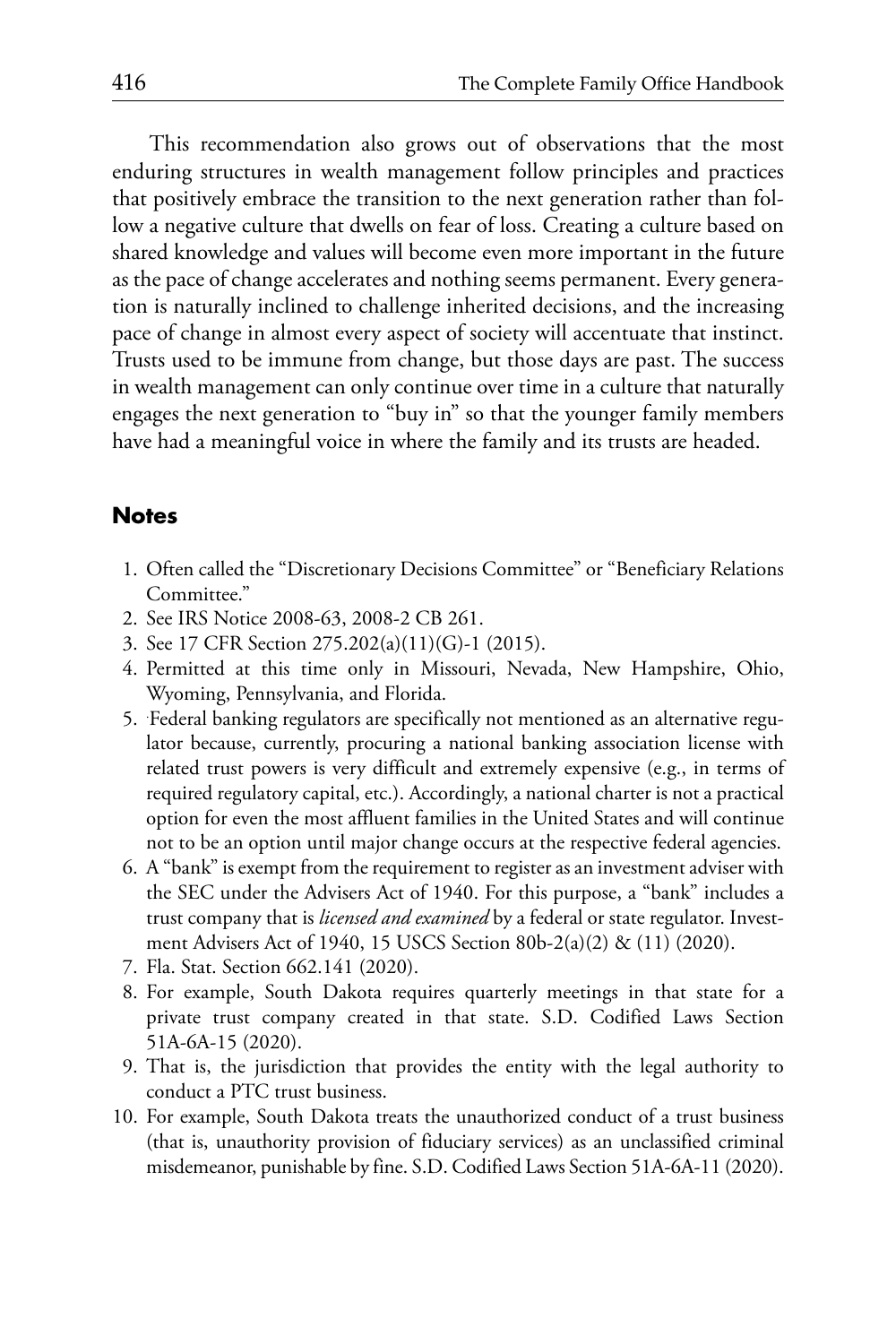This recommendation also grows out of observations that the most enduring structures in wealth management follow principles and practices that positively embrace the transition to the next generation rather than follow a negative culture that dwells on fear of loss. Creating a culture based on shared knowledge and values will become even more important in the future as the pace of change accelerates and nothing seems permanent. Every generation is naturally inclined to challenge inherited decisions, and the increasing pace of change in almost every aspect of society will accentuate that instinct. Trusts used to be immune from change, but those days are past. The success in wealth management can only continue over time in a culture that naturally engages the next generation to "buy in" so that the younger family members have had a meaningful voice in where the family and its trusts are headed.

## Notes

1. Often called the "Discretionary Decisions Committee" or "Beneficiary Relations Committee."
2. See IRS Notice 2008-63, 2008-2 CB 261.
3. See 17 CFR Section 275.202(a)(11)(G)-1 (2015).
4. Permitted at this time only in Missouri, Nevada, New Hampshire, Ohio, Wyoming, Pennsylvania, and Florida.
5. Federal banking regulators are specifically not mentioned as an alternative regulator because, currently, procuring a national banking association license with related trust powers is very difficult and extremely expensive (e.g., in terms of required regulatory capital, etc.). Accordingly, a national charter is not a practical option for even the most affluent families in the United States and will continue not to be an option until major change occurs at the respective federal agencies.
6. A "bank" is exempt from the requirement to register as an investment adviser with the SEC under the Advisers Act of 1940. For this purpose, a "bank" includes a trust company that is *licensed and examined* by a federal or state regulator. Investment Advisers Act of 1940, 15 USCS Section 80b-2(a)(2) & (11) (2020).
7. Fla. Stat. Section 662.141 (2020).
8. For example, South Dakota requires quarterly meetings in that state for a private trust company created in that state. S.D. Codified Laws Section 51A-6A-15 (2020).
9. That is, the jurisdiction that provides the entity with the legal authority to conduct a PTC trust business.
10. For example, South Dakota treats the unauthorized conduct of a trust business (that is, unauthority provision of fiduciary services) as an unclassified criminal misdemeanor, punishable by fine. S.D. Codified Laws Section 51A-6A-11 (2020).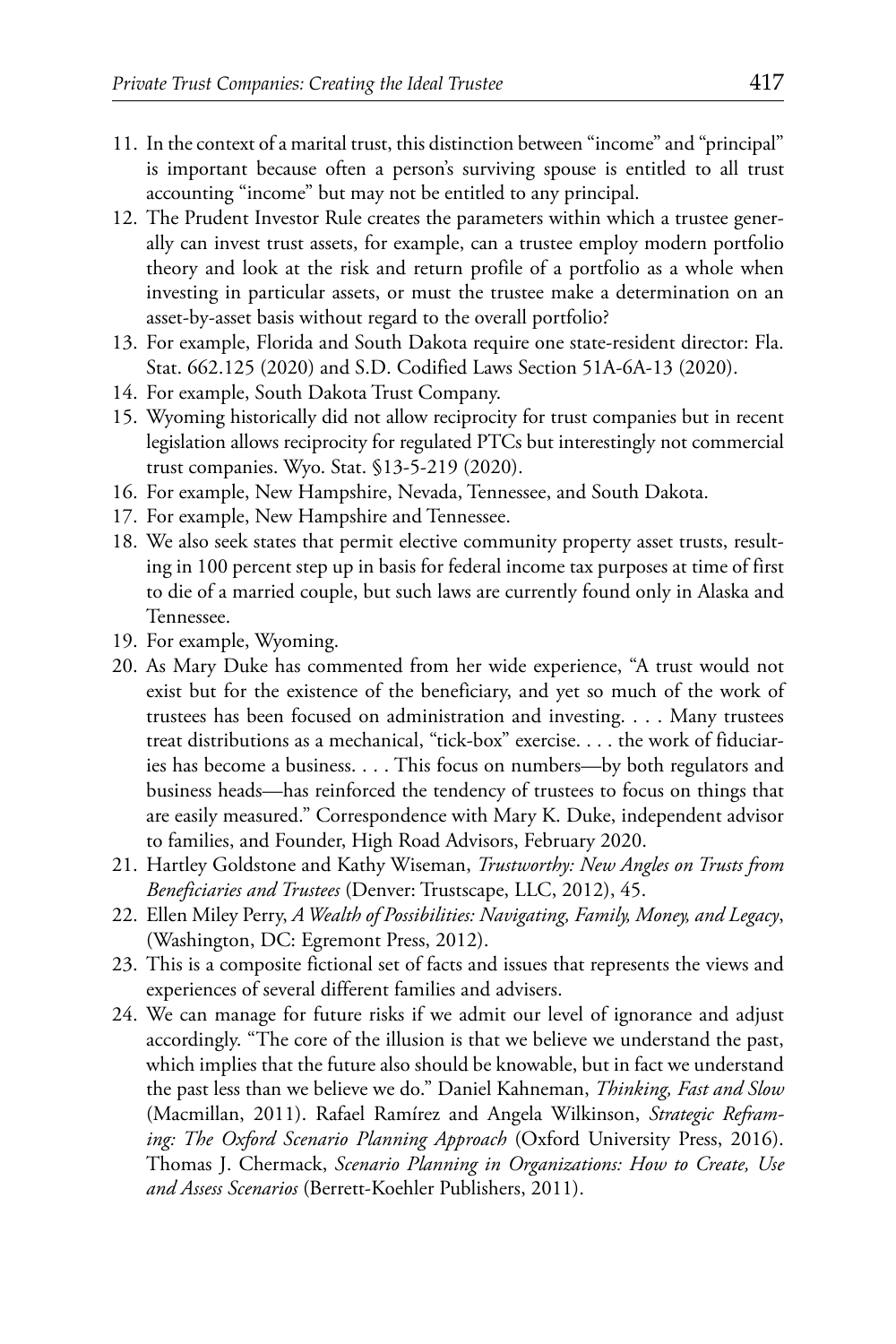11. In the context of a marital trust, this distinction between "income" and "principal" is important because often a person's surviving spouse is entitled to all trust accounting "income" but may not be entitled to any principal.
12. The Prudent Investor Rule creates the parameters within which a trustee generally can invest trust assets, for example, can a trustee employ modern portfolio theory and look at the risk and return profile of a portfolio as a whole when investing in particular assets, or must the trustee make a determination on an asset-by-asset basis without regard to the overall portfolio?
13. For example, Florida and South Dakota require one state-resident director: Fla. Stat. 662.125 (2020) and S.D. Codified Laws Section 51A-6A-13 (2020).
14. For example, South Dakota Trust Company.
15. Wyoming historically did not allow reciprocity for trust companies but in recent legislation allows reciprocity for regulated PTCs but interestingly not commercial trust companies. Wyo. Stat. §13-5-219 (2020).
16. For example, New Hampshire, Nevada, Tennessee, and South Dakota.
17. For example, New Hampshire and Tennessee.
18. We also seek states that permit elective community property asset trusts, resulting in 100 percent step up in basis for federal income tax purposes at time of first to die of a married couple, but such laws are currently found only in Alaska and Tennessee.
19. For example, Wyoming.
20. As Mary Duke has commented from her wide experience, "A trust would not exist but for the existence of the beneficiary, and yet so much of the work of trustees has been focused on administration and investing. . . . Many trustees treat distributions as a mechanical, "tick-box" exercise. . . . the work of fiduciaries has become a business. . . . This focus on numbers—by both regulators and business heads—has reinforced the tendency of trustees to focus on things that are easily measured." Correspondence with Mary K. Duke, independent advisor to families, and Founder, High Road Advisors, February 2020.
21. Hartley Goldstone and Kathy Wiseman, *Trustworthy: New Angles on Trusts from Beneficiaries and Trustees* (Denver: Trustscape, LLC, 2012), 45.
22. Ellen Miley Perry, *A Wealth of Possibilities: Navigating, Family, Money, and Legacy*, (Washington, DC: Egremont Press, 2012).
23. This is a composite fictional set of facts and issues that represents the views and experiences of several different families and advisers.
24. We can manage for future risks if we admit our level of ignorance and adjust accordingly. "The core of the illusion is that we believe we understand the past, which implies that the future also should be knowable, but in fact we understand the past less than we believe we do." Daniel Kahneman, *Thinking, Fast and Slow* (Macmillan, 2011). Rafael Ramírez and Angela Wilkinson, *Strategic Reframing: The Oxford Scenario Planning Approach* (Oxford University Press, 2016). Thomas J. Chermack, *Scenario Planning in Organizations: How to Create, Use and Assess Scenarios* (Berrett-Koehler Publishers, 2011).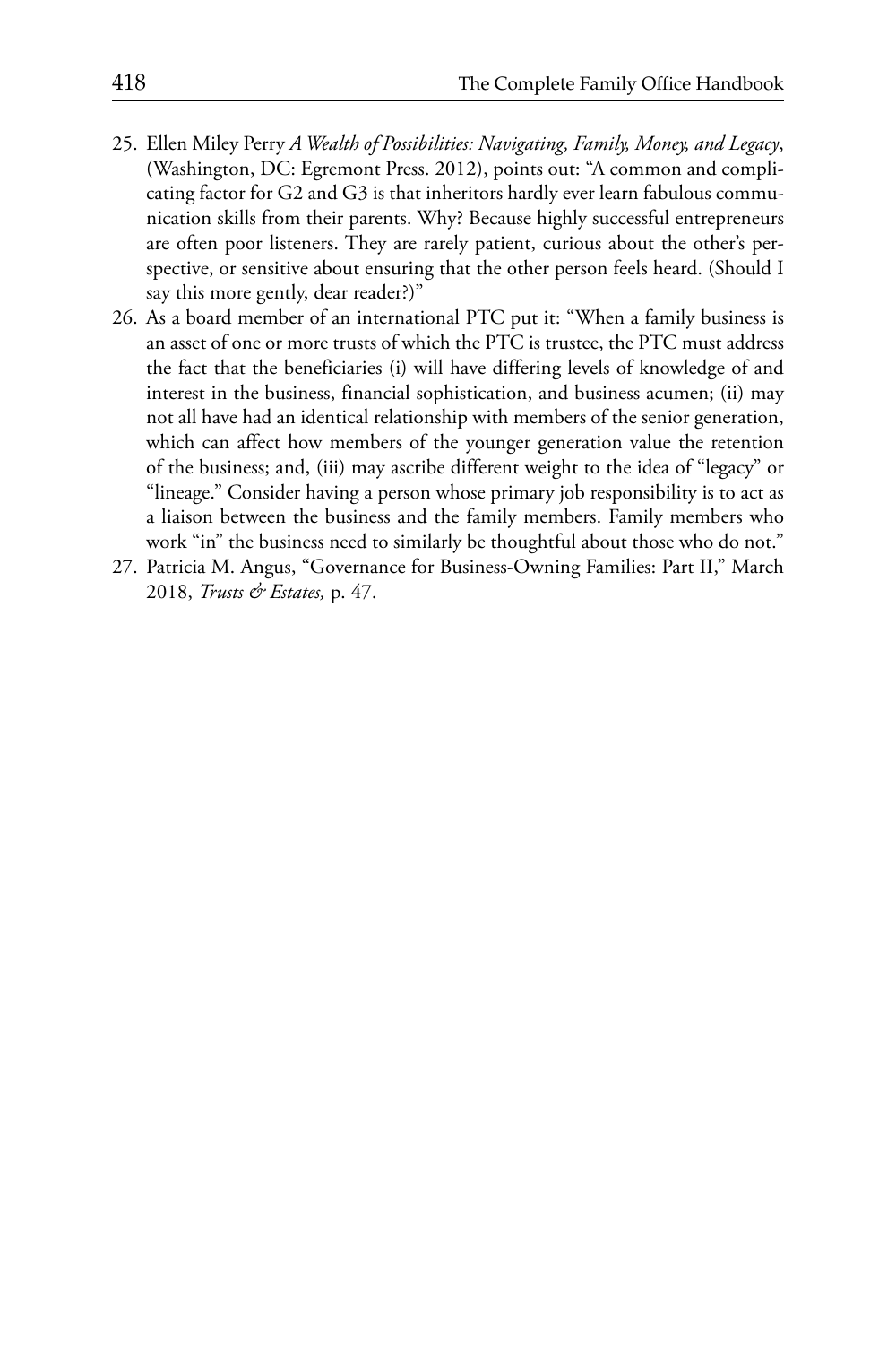25. Ellen Miley Perry *A Wealth of Possibilities: Navigating, Family, Money, and Legacy*, (Washington, DC: Egremont Press. 2012), points out: "A common and complicating factor for G2 and G3 is that inheritors hardly ever learn fabulous communication skills from their parents. Why? Because highly successful entrepreneurs are often poor listeners. They are rarely patient, curious about the other's perspective, or sensitive about ensuring that the other person feels heard. (Should I say this more gently, dear reader?)"
26. As a board member of an international PTC put it: "When a family business is an asset of one or more trusts of which the PTC is trustee, the PTC must address the fact that the beneficiaries (i) will have differing levels of knowledge of and interest in the business, financial sophistication, and business acumen; (ii) may not all have had an identical relationship with members of the senior generation, which can affect how members of the younger generation value the retention of the business; and, (iii) may ascribe different weight to the idea of "legacy" or "lineage." Consider having a person whose primary job responsibility is to act as a liaison between the business and the family members. Family members who work "in" the business need to similarly be thoughtful about those who do not."
27. Patricia M. Angus, "Governance for Business-Owning Families: Part II," March 2018, *Trusts & Estates,* p. 47.